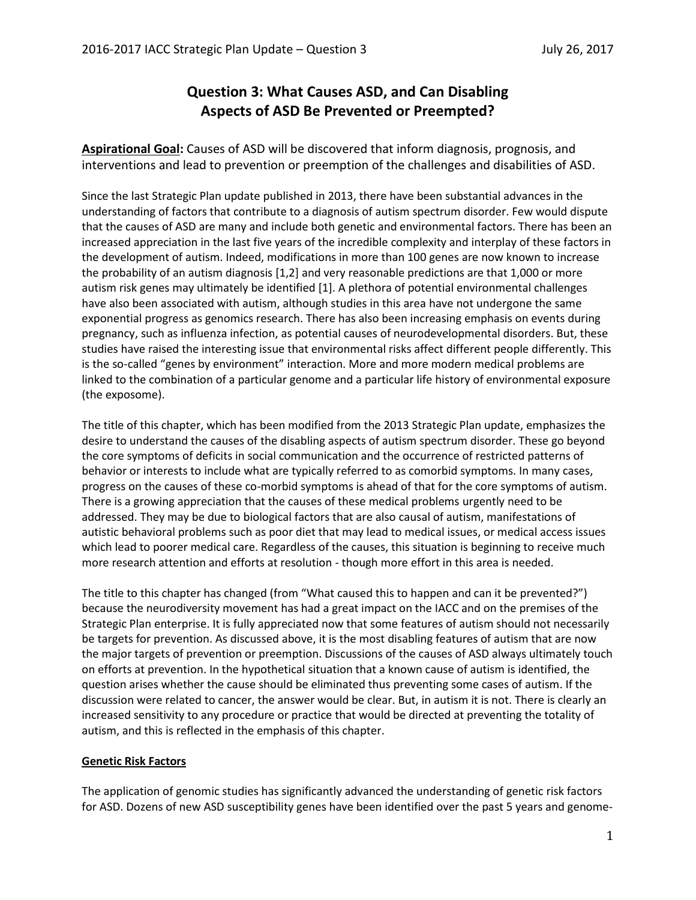# Question 3: What Causes ASD, and Can Disabling Aspects of ASD Be Prevented or Preempted?

**Aspirational Goal:** Causes of ASD will be discovered that inform diagnosis, prognosis, and interventions and lead to prevention or preemption of the challenges and disabilities of ASD.

Since the last Strategic Plan update published in 2013, there have been substantial advances in the understanding of factors that contribute to a diagnosis of autism spectrum disorder. Few would dispute that the causes of ASD are many and include both genetic and environmental factors. There has been an increased appreciation in the last five years of the incredible complexity and interplay of these factors in the development of autism. Indeed, modifications in more than 100 genes are now known to increase the probability of an autism diagnosis [1,2] and very reasonable predictions are that 1,000 or more autism risk genes may ultimately be identified [1]. A plethora of potential environmental challenges have also been associated with autism, although studies in this area have not undergone the same exponential progress as genomics research. There has also been increasing emphasis on events during pregnancy, such as influenza infection, as potential causes of neurodevelopmental disorders. But, these studies have raised the interesting issue that environmental risks affect different people differently. This is the so-called "genes by environment" interaction. More and more modern medical problems are linked to the combination of a particular genome and a particular life history of environmental exposure (the exposome).

The title of this chapter, which has been modified from the 2013 Strategic Plan update, emphasizes the desire to understand the causes of the disabling aspects of autism spectrum disorder. These go beyond the core symptoms of deficits in social communication and the occurrence of restricted patterns of behavior or interests to include what are typically referred to as comorbid symptoms. In many cases, progress on the causes of these co-morbid symptoms is ahead of that for the core symptoms of autism. There is a growing appreciation that the causes of these medical problems urgently need to be addressed. They may be due to biological factors that are also causal of autism, manifestations of autistic behavioral problems such as poor diet that may lead to medical issues, or medical access issues which lead to poorer medical care. Regardless of the causes, this situation is beginning to receive much more research attention and efforts at resolution - though more effort in this area is needed.

The title to this chapter has changed (from "What caused this to happen and can it be prevented?") because the neurodiversity movement has had a great impact on the IACC and on the premises of the Strategic Plan enterprise. It is fully appreciated now that some features of autism should not necessarily be targets for prevention. As discussed above, it is the most disabling features of autism that are now the major targets of prevention or preemption. Discussions of the causes of ASD always ultimately touch on efforts at prevention. In the hypothetical situation that a known cause of autism is identified, the question arises whether the cause should be eliminated thus preventing some cases of autism. If the discussion were related to cancer, the answer would be clear. But, in autism it is not. There is clearly an increased sensitivity to any procedure or practice that would be directed at preventing the totality of autism, and this is reflected in the emphasis of this chapter.

## Genetic Risk Factors

The application of genomic studies has significantly advanced the understanding of genetic risk factors for ASD. Dozens of new ASD susceptibility genes have been identified over the past 5 years and genome-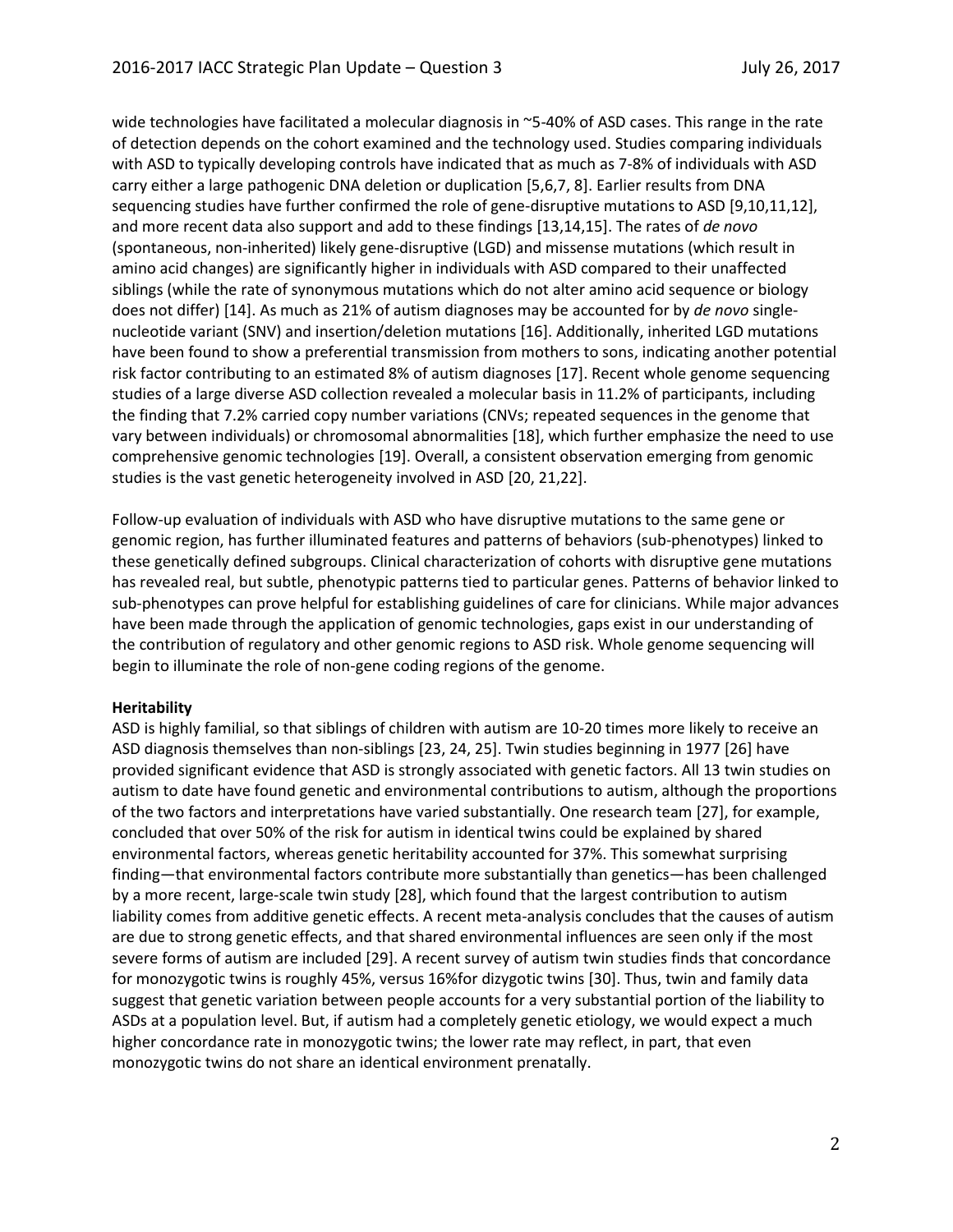wide technologies have facilitated a molecular diagnosis in ~5-40% of ASD cases. This range in the rate of detection depends on the cohort examined and the technology used. Studies comparing individuals with ASD to typically developing controls have indicated that as much as 7-8% of individuals with ASD carry either a large pathogenic DNA deletion or duplication [5,6,7, 8]. Earlier results from DNA sequencing studies have further confirmed the role of gene-disruptive mutations to ASD [9,10,11,12], and more recent data also support and add to these findings [13,14,15]. The rates of *de novo* (spontaneous, non-inherited) likely gene-disruptive (LGD) and missense mutations (which result in amino acid changes) are significantly higher in individuals with ASD compared to their unaffected siblings (while the rate of synonymous mutations which do not alter amino acid sequence or biology does not differ) [14]. As much as 21% of autism diagnoses may be accounted for by *de novo* single-nucleotide variant (SNV) and insertion/deletion mutations [16]. Additionally, inherited LGD mutations have been found to show a preferential transmission from mothers to sons, indicating another potential risk factor contributing to an estimated 8% of autism diagnoses [17]. Recent whole genome sequencing studies of a large diverse ASD collection revealed a molecular basis in 11.2% of participants, including the finding that 7.2% carried copy number variations (CNVs; repeated sequences in the genome that vary between individuals) or chromosomal abnormalities [18], which further emphasize the need to use comprehensive genomic technologies [19]. Overall, a consistent observation emerging from genomic studies is the vast genetic heterogeneity involved in ASD [20, 21,22].

Follow-up evaluation of individuals with ASD who have disruptive mutations to the same gene or genomic region, has further illuminated features and patterns of behaviors (sub-phenotypes) linked to these genetically defined subgroups. Clinical characterization of cohorts with disruptive gene mutations has revealed real, but subtle, phenotypic patterns tied to particular genes. Patterns of behavior linked to sub-phenotypes can prove helpful for establishing guidelines of care for clinicians. While major advances have been made through the application of genomic technologies, gaps exist in our understanding of the contribution of regulatory and other genomic regions to ASD risk. Whole genome sequencing will begin to illuminate the role of non-gene coding regions of the genome.

**Heritability**

ASD is highly familial, so that siblings of children with autism are 10-20 times more likely to receive an ASD diagnosis themselves than non-siblings [23, 24, 25]. Twin studies beginning in 1977 [26] have provided significant evidence that ASD is strongly associated with genetic factors. All 13 twin studies on autism to date have found genetic and environmental contributions to autism, although the proportions of the two factors and interpretations have varied substantially. One research team [27], for example, concluded that over 50% of the risk for autism in identical twins could be explained by shared environmental factors, whereas genetic heritability accounted for 37%. This somewhat surprising finding—that environmental factors contribute more substantially than genetics—has been challenged by a more recent, large-scale twin study [28], which found that the largest contribution to autism liability comes from additive genetic effects. A recent meta-analysis concludes that the causes of autism are due to strong genetic effects, and that shared environmental influences are seen only if the most severe forms of autism are included [29]. A recent survey of autism twin studies finds that concordance for monozygotic twins is roughly 45%, versus 16%for dizygotic twins [30]. Thus, twin and family data suggest that genetic variation between people accounts for a very substantial portion of the liability to ASDs at a population level. But, if autism had a completely genetic etiology, we would expect a much higher concordance rate in monozygotic twins; the lower rate may reflect, in part, that even monozygotic twins do not share an identical environment prenatally.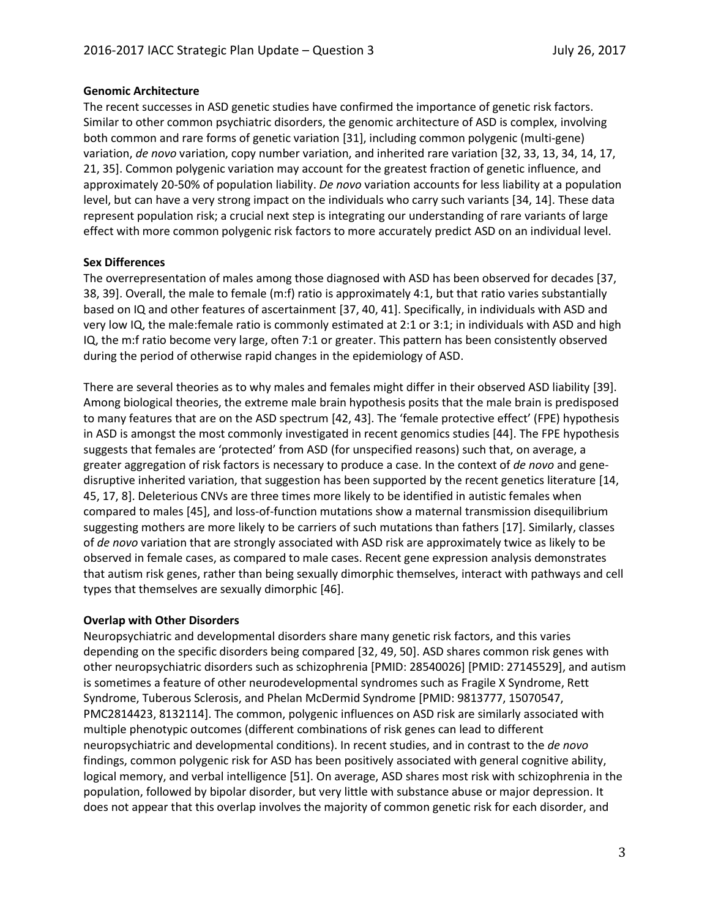**Genomic Architecture**

The recent successes in ASD genetic studies have confirmed the importance of genetic risk factors. Similar to other common psychiatric disorders, the genomic architecture of ASD is complex, involving both common and rare forms of genetic variation [31], including common polygenic (multi-gene) variation, *de novo* variation, copy number variation, and inherited rare variation [32, 33, 13, 34, 14, 17, 21, 35]. Common polygenic variation may account for the greatest fraction of genetic influence, and approximately 20-50% of population liability. *De novo* variation accounts for less liability at a population level, but can have a very strong impact on the individuals who carry such variants [34, 14]. These data represent population risk; a crucial next step is integrating our understanding of rare variants of large effect with more common polygenic risk factors to more accurately predict ASD on an individual level.

**Sex Differences**

The overrepresentation of males among those diagnosed with ASD has been observed for decades [37, 38, 39]. Overall, the male to female (m:f) ratio is approximately 4:1, but that ratio varies substantially based on IQ and other features of ascertainment [37, 40, 41]. Specifically, in individuals with ASD and very low IQ, the male:female ratio is commonly estimated at 2:1 or 3:1; in individuals with ASD and high IQ, the m:f ratio become very large, often 7:1 or greater. This pattern has been consistently observed during the period of otherwise rapid changes in the epidemiology of ASD.

There are several theories as to why males and females might differ in their observed ASD liability [39]. Among biological theories, the extreme male brain hypothesis posits that the male brain is predisposed to many features that are on the ASD spectrum [42, 43]. The 'female protective effect' (FPE) hypothesis in ASD is amongst the most commonly investigated in recent genomics studies [44]. The FPE hypothesis suggests that females are 'protected' from ASD (for unspecified reasons) such that, on average, a greater aggregation of risk factors is necessary to produce a case. In the context of *de novo* and gene-disruptive inherited variation, that suggestion has been supported by the recent genetics literature [14, 45, 17, 8]. Deleterious CNVs are three times more likely to be identified in autistic females when compared to males [45], and loss-of-function mutations show a maternal transmission disequilibrium suggesting mothers are more likely to be carriers of such mutations than fathers [17]. Similarly, classes of *de novo* variation that are strongly associated with ASD risk are approximately twice as likely to be observed in female cases, as compared to male cases. Recent gene expression analysis demonstrates that autism risk genes, rather than being sexually dimorphic themselves, interact with pathways and cell types that themselves are sexually dimorphic [46].

**Overlap with Other Disorders**

Neuropsychiatric and developmental disorders share many genetic risk factors, and this varies depending on the specific disorders being compared [32, 49, 50]. ASD shares common risk genes with other neuropsychiatric disorders such as schizophrenia [PMID: 28540026] [PMID: 27145529], and autism is sometimes a feature of other neurodevelopmental syndromes such as Fragile X Syndrome, Rett Syndrome, Tuberous Sclerosis, and Phelan McDermid Syndrome [PMID: 9813777, 15070547, PMC2814423, 8132114]. The common, polygenic influences on ASD risk are similarly associated with multiple phenotypic outcomes (different combinations of risk genes can lead to different neuropsychiatric and developmental conditions). In recent studies, and in contrast to the *de novo* findings, common polygenic risk for ASD has been positively associated with general cognitive ability, logical memory, and verbal intelligence [51]. On average, ASD shares most risk with schizophrenia in the population, followed by bipolar disorder, but very little with substance abuse or major depression. It does not appear that this overlap involves the majority of common genetic risk for each disorder, and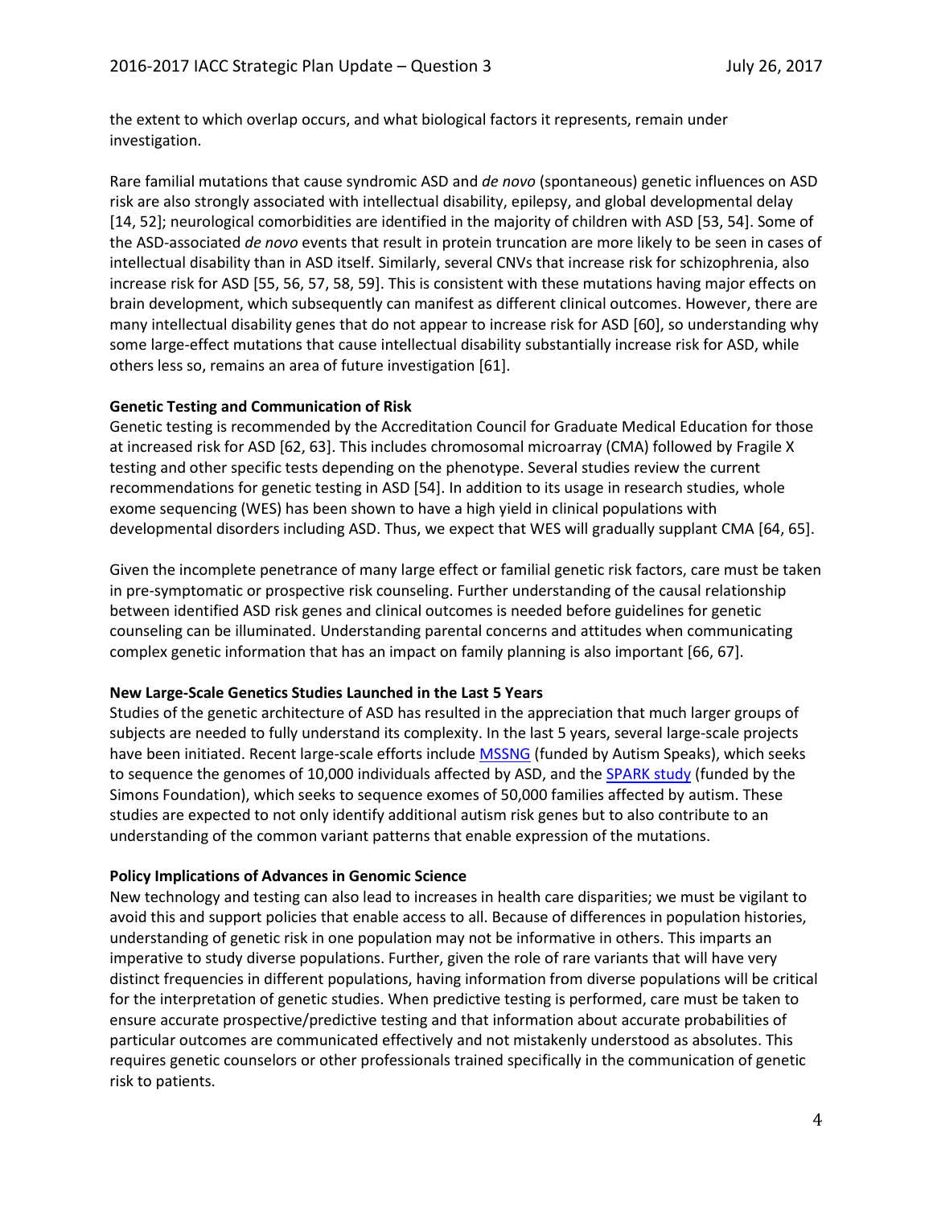the extent to which overlap occurs, and what biological factors it represents, remain under investigation.

Rare familial mutations that cause syndromic ASD and *de novo* (spontaneous) genetic influences on ASD risk are also strongly associated with intellectual disability, epilepsy, and global developmental delay [14, 52]; neurological comorbidities are identified in the majority of children with ASD [53, 54]. Some of the ASD-associated *de novo* events that result in protein truncation are more likely to be seen in cases of intellectual disability than in ASD itself. Similarly, several CNVs that increase risk for schizophrenia, also increase risk for ASD [55, 56, 57, 58, 59]. This is consistent with these mutations having major effects on brain development, which subsequently can manifest as different clinical outcomes. However, there are many intellectual disability genes that do not appear to increase risk for ASD [60], so understanding why some large-effect mutations that cause intellectual disability substantially increase risk for ASD, while others less so, remains an area of future investigation [61].

**Genetic Testing and Communication of Risk**

Genetic testing is recommended by the Accreditation Council for Graduate Medical Education for those at increased risk for ASD [62, 63]. This includes chromosomal microarray (CMA) followed by Fragile X testing and other specific tests depending on the phenotype. Several studies review the current recommendations for genetic testing in ASD [54]. In addition to its usage in research studies, whole exome sequencing (WES) has been shown to have a high yield in clinical populations with developmental disorders including ASD. Thus, we expect that WES will gradually supplant CMA [64, 65].

Given the incomplete penetrance of many large effect or familial genetic risk factors, care must be taken in pre-symptomatic or prospective risk counseling. Further understanding of the causal relationship between identified ASD risk genes and clinical outcomes is needed before guidelines for genetic counseling can be illuminated. Understanding parental concerns and attitudes when communicating complex genetic information that has an impact on family planning is also important [66, 67].

**New Large-Scale Genetics Studies Launched in the Last 5 Years**

Studies of the genetic architecture of ASD has resulted in the appreciation that much larger groups of subjects are needed to fully understand its complexity. In the last 5 years, several large-scale projects have been initiated. Recent large-scale efforts include MSSNG (funded by Autism Speaks), which seeks to sequence the genomes of 10,000 individuals affected by ASD, and the SPARK study (funded by the Simons Foundation), which seeks to sequence exomes of 50,000 families affected by autism. These studies are expected to not only identify additional autism risk genes but to also contribute to an understanding of the common variant patterns that enable expression of the mutations.

**Policy Implications of Advances in Genomic Science**

New technology and testing can also lead to increases in health care disparities; we must be vigilant to avoid this and support policies that enable access to all. Because of differences in population histories, understanding of genetic risk in one population may not be informative in others. This imparts an imperative to study diverse populations. Further, given the role of rare variants that will have very distinct frequencies in different populations, having information from diverse populations will be critical for the interpretation of genetic studies. When predictive testing is performed, care must be taken to ensure accurate prospective/predictive testing and that information about accurate probabilities of particular outcomes are communicated effectively and not mistakenly understood as absolutes. This requires genetic counselors or other professionals trained specifically in the communication of genetic risk to patients.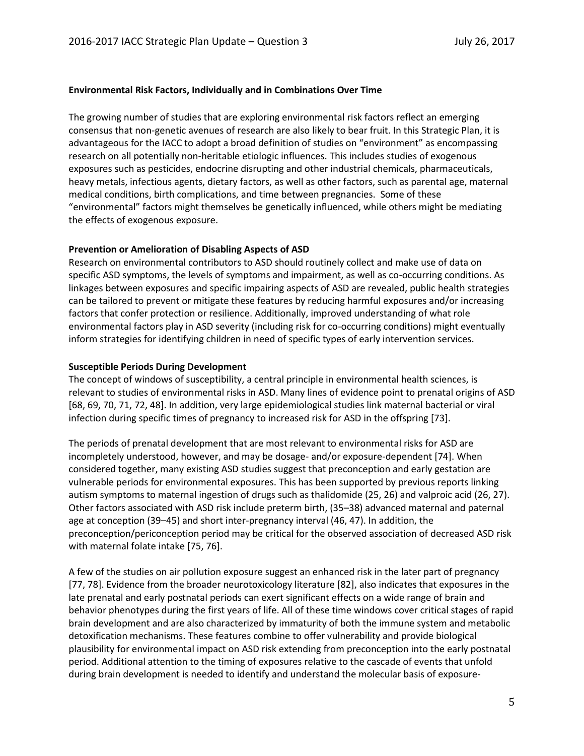**Environmental Risk Factors, Individually and in Combinations Over Time**

The growing number of studies that are exploring environmental risk factors reflect an emerging consensus that non-genetic avenues of research are also likely to bear fruit. In this Strategic Plan, it is advantageous for the IACC to adopt a broad definition of studies on "environment" as encompassing research on all potentially non-heritable etiologic influences. This includes studies of exogenous exposures such as pesticides, endocrine disrupting and other industrial chemicals, pharmaceuticals, heavy metals, infectious agents, dietary factors, as well as other factors, such as parental age, maternal medical conditions, birth complications, and time between pregnancies. Some of these "environmental" factors might themselves be genetically influenced, while others might be mediating the effects of exogenous exposure.

**Prevention or Amelioration of Disabling Aspects of ASD**

Research on environmental contributors to ASD should routinely collect and make use of data on specific ASD symptoms, the levels of symptoms and impairment, as well as co-occurring conditions. As linkages between exposures and specific impairing aspects of ASD are revealed, public health strategies can be tailored to prevent or mitigate these features by reducing harmful exposures and/or increasing factors that confer protection or resilience. Additionally, improved understanding of what role environmental factors play in ASD severity (including risk for co-occurring conditions) might eventually inform strategies for identifying children in need of specific types of early intervention services.

**Susceptible Periods During Development**

The concept of windows of susceptibility, a central principle in environmental health sciences, is relevant to studies of environmental risks in ASD. Many lines of evidence point to prenatal origins of ASD [68, 69, 70, 71, 72, 48]. In addition, very large epidemiological studies link maternal bacterial or viral infection during specific times of pregnancy to increased risk for ASD in the offspring [73].

The periods of prenatal development that are most relevant to environmental risks for ASD are incompletely understood, however, and may be dosage- and/or exposure-dependent [74]. When considered together, many existing ASD studies suggest that preconception and early gestation are vulnerable periods for environmental exposures. This has been supported by previous reports linking autism symptoms to maternal ingestion of drugs such as thalidomide (25, 26) and valproic acid (26, 27). Other factors associated with ASD risk include preterm birth, (35–38) advanced maternal and paternal age at conception (39–45) and short inter-pregnancy interval (46, 47). In addition, the preconception/periconception period may be critical for the observed association of decreased ASD risk with maternal folate intake [75, 76].

A few of the studies on air pollution exposure suggest an enhanced risk in the later part of pregnancy [77, 78]. Evidence from the broader neurotoxicology literature [82], also indicates that exposures in the late prenatal and early postnatal periods can exert significant effects on a wide range of brain and behavior phenotypes during the first years of life. All of these time windows cover critical stages of rapid brain development and are also characterized by immaturity of both the immune system and metabolic detoxification mechanisms. These features combine to offer vulnerability and provide biological plausibility for environmental impact on ASD risk extending from preconception into the early postnatal period. Additional attention to the timing of exposures relative to the cascade of events that unfold during brain development is needed to identify and understand the molecular basis of exposure-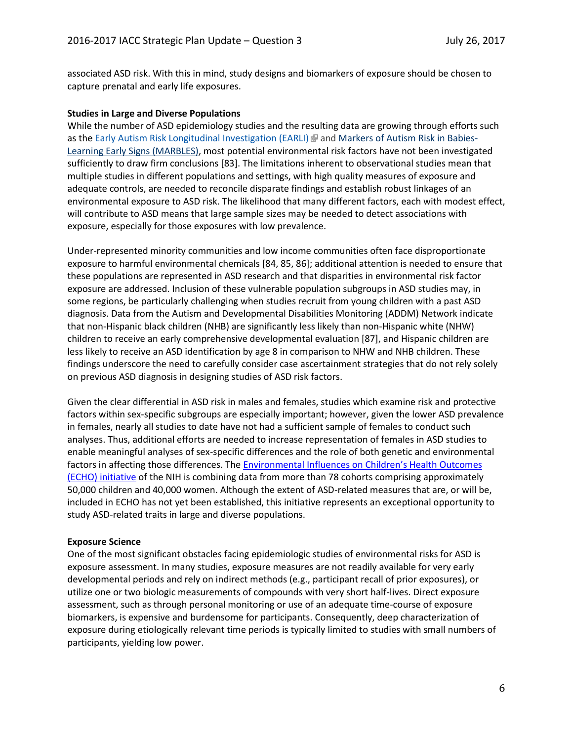associated ASD risk. With this in mind, study designs and biomarkers of exposure should be chosen to capture prenatal and early life exposures.

**Studies in Large and Diverse Populations**

While the number of ASD epidemiology studies and the resulting data are growing through efforts such as the Early Autism Risk Longitudinal Investigation (EARLI) and Markers of Autism Risk in Babies-Learning Early Signs (MARBLES), most potential environmental risk factors have not been investigated sufficiently to draw firm conclusions [83]. The limitations inherent to observational studies mean that multiple studies in different populations and settings, with high quality measures of exposure and adequate controls, are needed to reconcile disparate findings and establish robust linkages of an environmental exposure to ASD risk. The likelihood that many different factors, each with modest effect, will contribute to ASD means that large sample sizes may be needed to detect associations with exposure, especially for those exposures with low prevalence.

Under-represented minority communities and low income communities often face disproportionate exposure to harmful environmental chemicals [84, 85, 86]; additional attention is needed to ensure that these populations are represented in ASD research and that disparities in environmental risk factor exposure are addressed. Inclusion of these vulnerable population subgroups in ASD studies may, in some regions, be particularly challenging when studies recruit from young children with a past ASD diagnosis. Data from the Autism and Developmental Disabilities Monitoring (ADDM) Network indicate that non-Hispanic black children (NHB) are significantly less likely than non-Hispanic white (NHW) children to receive an early comprehensive developmental evaluation [87], and Hispanic children are less likely to receive an ASD identification by age 8 in comparison to NHW and NHB children. These findings underscore the need to carefully consider case ascertainment strategies that do not rely solely on previous ASD diagnosis in designing studies of ASD risk factors.

Given the clear differential in ASD risk in males and females, studies which examine risk and protective factors within sex-specific subgroups are especially important; however, given the lower ASD prevalence in females, nearly all studies to date have not had a sufficient sample of females to conduct such analyses. Thus, additional efforts are needed to increase representation of females in ASD studies to enable meaningful analyses of sex-specific differences and the role of both genetic and environmental factors in affecting those differences. The Environmental Influences on Children's Health Outcomes (ECHO) initiative of the NIH is combining data from more than 78 cohorts comprising approximately 50,000 children and 40,000 women. Although the extent of ASD-related measures that are, or will be, included in ECHO has not yet been established, this initiative represents an exceptional opportunity to study ASD-related traits in large and diverse populations.

**Exposure Science**

One of the most significant obstacles facing epidemiologic studies of environmental risks for ASD is exposure assessment. In many studies, exposure measures are not readily available for very early developmental periods and rely on indirect methods (e.g., participant recall of prior exposures), or utilize one or two biologic measurements of compounds with very short half-lives. Direct exposure assessment, such as through personal monitoring or use of an adequate time-course of exposure biomarkers, is expensive and burdensome for participants. Consequently, deep characterization of exposure during etiologically relevant time periods is typically limited to studies with small numbers of participants, yielding low power.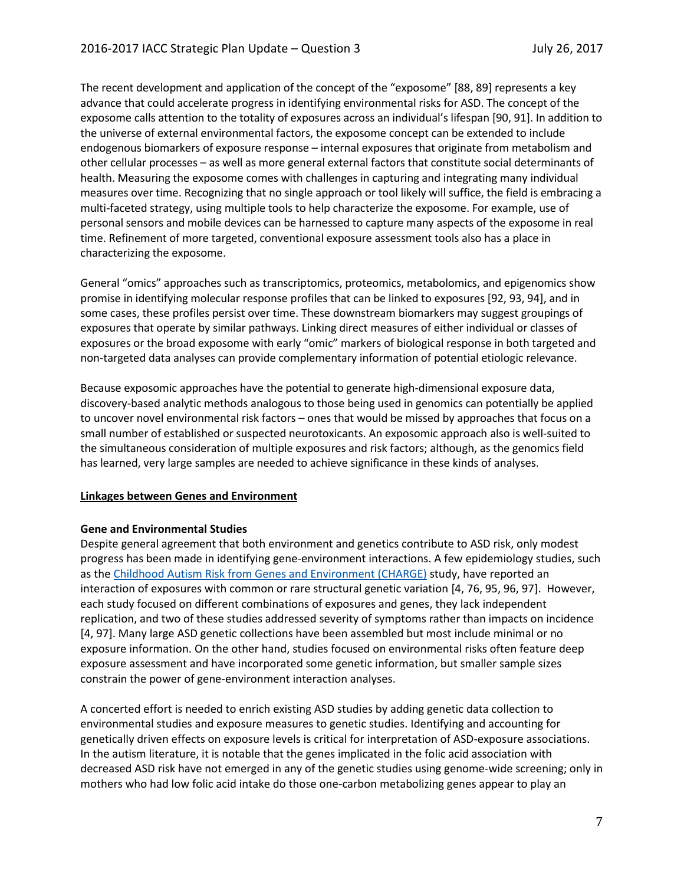The recent development and application of the concept of the "exposome" [88, 89] represents a key advance that could accelerate progress in identifying environmental risks for ASD. The concept of the exposome calls attention to the totality of exposures across an individual's lifespan [90, 91]. In addition to the universe of external environmental factors, the exposome concept can be extended to include endogenous biomarkers of exposure response – internal exposures that originate from metabolism and other cellular processes – as well as more general external factors that constitute social determinants of health. Measuring the exposome comes with challenges in capturing and integrating many individual measures over time. Recognizing that no single approach or tool likely will suffice, the field is embracing a multi-faceted strategy, using multiple tools to help characterize the exposome. For example, use of personal sensors and mobile devices can be harnessed to capture many aspects of the exposome in real time. Refinement of more targeted, conventional exposure assessment tools also has a place in characterizing the exposome.

General "omics" approaches such as transcriptomics, proteomics, metabolomics, and epigenomics show promise in identifying molecular response profiles that can be linked to exposures [92, 93, 94], and in some cases, these profiles persist over time. These downstream biomarkers may suggest groupings of exposures that operate by similar pathways. Linking direct measures of either individual or classes of exposures or the broad exposome with early "omic" markers of biological response in both targeted and non-targeted data analyses can provide complementary information of potential etiologic relevance.

Because exposomic approaches have the potential to generate high-dimensional exposure data, discovery-based analytic methods analogous to those being used in genomics can potentially be applied to uncover novel environmental risk factors – ones that would be missed by approaches that focus on a small number of established or suspected neurotoxicants. An exposomic approach also is well-suited to the simultaneous consideration of multiple exposures and risk factors; although, as the genomics field has learned, very large samples are needed to achieve significance in these kinds of analyses.

## Linkages between Genes and Environment

### Gene and Environmental Studies

Despite general agreement that both environment and genetics contribute to ASD risk, only modest progress has been made in identifying gene-environment interactions. A few epidemiology studies, such as the Childhood Autism Risk from Genes and Environment (CHARGE) study, have reported an interaction of exposures with common or rare structural genetic variation [4, 76, 95, 96, 97]. However, each study focused on different combinations of exposures and genes, they lack independent replication, and two of these studies addressed severity of symptoms rather than impacts on incidence [4, 97]. Many large ASD genetic collections have been assembled but most include minimal or no exposure information. On the other hand, studies focused on environmental risks often feature deep exposure assessment and have incorporated some genetic information, but smaller sample sizes constrain the power of gene-environment interaction analyses.

A concerted effort is needed to enrich existing ASD studies by adding genetic data collection to environmental studies and exposure measures to genetic studies. Identifying and accounting for genetically driven effects on exposure levels is critical for interpretation of ASD-exposure associations. In the autism literature, it is notable that the genes implicated in the folic acid association with decreased ASD risk have not emerged in any of the genetic studies using genome-wide screening; only in mothers who had low folic acid intake do those one-carbon metabolizing genes appear to play an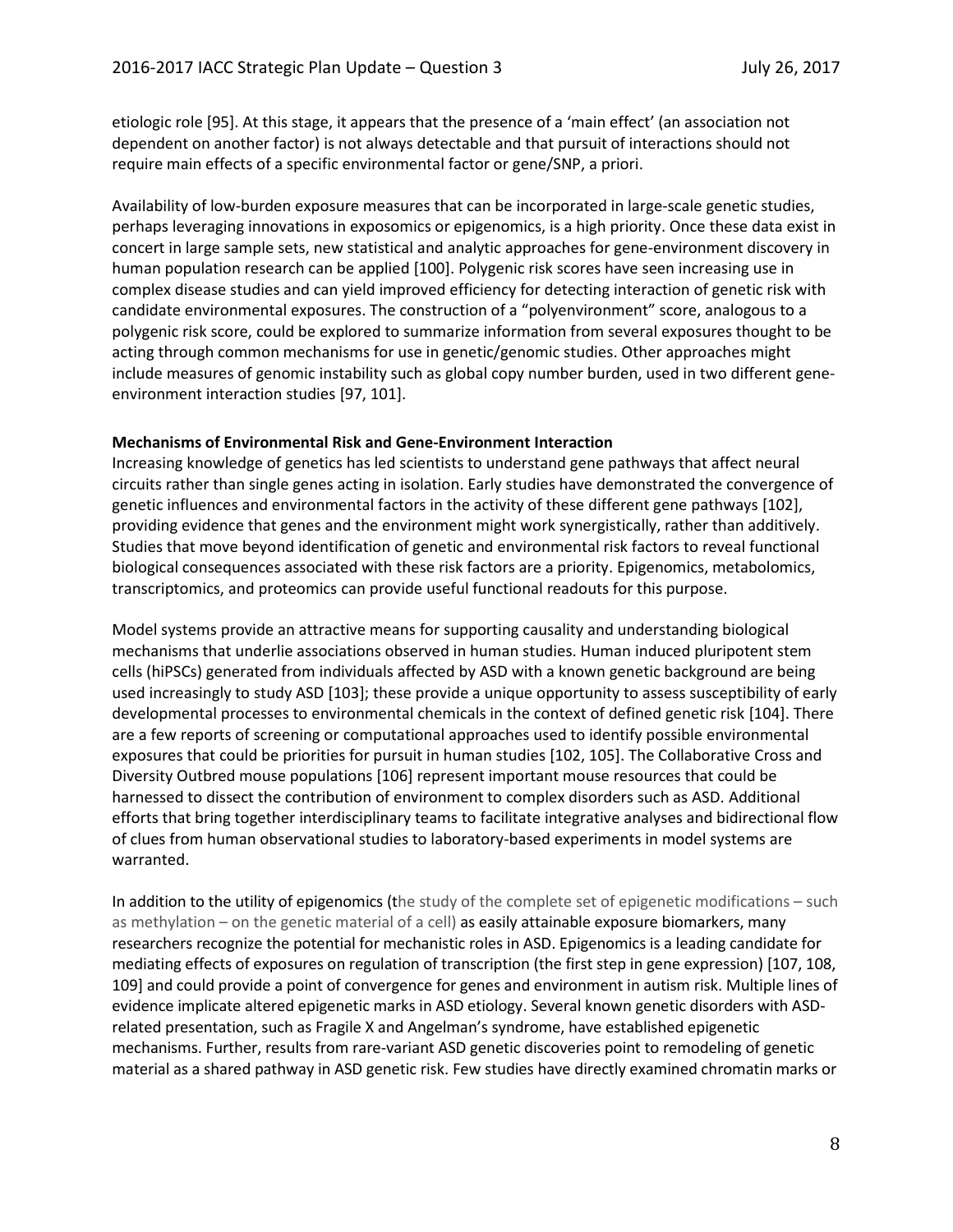etiologic role [95]. At this stage, it appears that the presence of a 'main effect' (an association not dependent on another factor) is not always detectable and that pursuit of interactions should not require main effects of a specific environmental factor or gene/SNP, a priori.

Availability of low-burden exposure measures that can be incorporated in large-scale genetic studies, perhaps leveraging innovations in exposomics or epigenomics, is a high priority. Once these data exist in concert in large sample sets, new statistical and analytic approaches for gene-environment discovery in human population research can be applied [100]. Polygenic risk scores have seen increasing use in complex disease studies and can yield improved efficiency for detecting interaction of genetic risk with candidate environmental exposures. The construction of a "polyenvironment" score, analogous to a polygenic risk score, could be explored to summarize information from several exposures thought to be acting through common mechanisms for use in genetic/genomic studies. Other approaches might include measures of genomic instability such as global copy number burden, used in two different gene-environment interaction studies [97, 101].

**Mechanisms of Environmental Risk and Gene-Environment Interaction**

Increasing knowledge of genetics has led scientists to understand gene pathways that affect neural circuits rather than single genes acting in isolation. Early studies have demonstrated the convergence of genetic influences and environmental factors in the activity of these different gene pathways [102], providing evidence that genes and the environment might work synergistically, rather than additively. Studies that move beyond identification of genetic and environmental risk factors to reveal functional biological consequences associated with these risk factors are a priority. Epigenomics, metabolomics, transcriptomics, and proteomics can provide useful functional readouts for this purpose.

Model systems provide an attractive means for supporting causality and understanding biological mechanisms that underlie associations observed in human studies. Human induced pluripotent stem cells (hiPSCs) generated from individuals affected by ASD with a known genetic background are being used increasingly to study ASD [103]; these provide a unique opportunity to assess susceptibility of early developmental processes to environmental chemicals in the context of defined genetic risk [104]. There are a few reports of screening or computational approaches used to identify possible environmental exposures that could be priorities for pursuit in human studies [102, 105]. The Collaborative Cross and Diversity Outbred mouse populations [106] represent important mouse resources that could be harnessed to dissect the contribution of environment to complex disorders such as ASD. Additional efforts that bring together interdisciplinary teams to facilitate integrative analyses and bidirectional flow of clues from human observational studies to laboratory-based experiments in model systems are warranted.

In addition to the utility of epigenomics (the study of the complete set of epigenetic modifications – such as methylation – on the genetic material of a cell) as easily attainable exposure biomarkers, many researchers recognize the potential for mechanistic roles in ASD. Epigenomics is a leading candidate for mediating effects of exposures on regulation of transcription (the first step in gene expression) [107, 108, 109] and could provide a point of convergence for genes and environment in autism risk. Multiple lines of evidence implicate altered epigenetic marks in ASD etiology. Several known genetic disorders with ASD-related presentation, such as Fragile X and Angelman's syndrome, have established epigenetic mechanisms. Further, results from rare-variant ASD genetic discoveries point to remodeling of genetic material as a shared pathway in ASD genetic risk. Few studies have directly examined chromatin marks or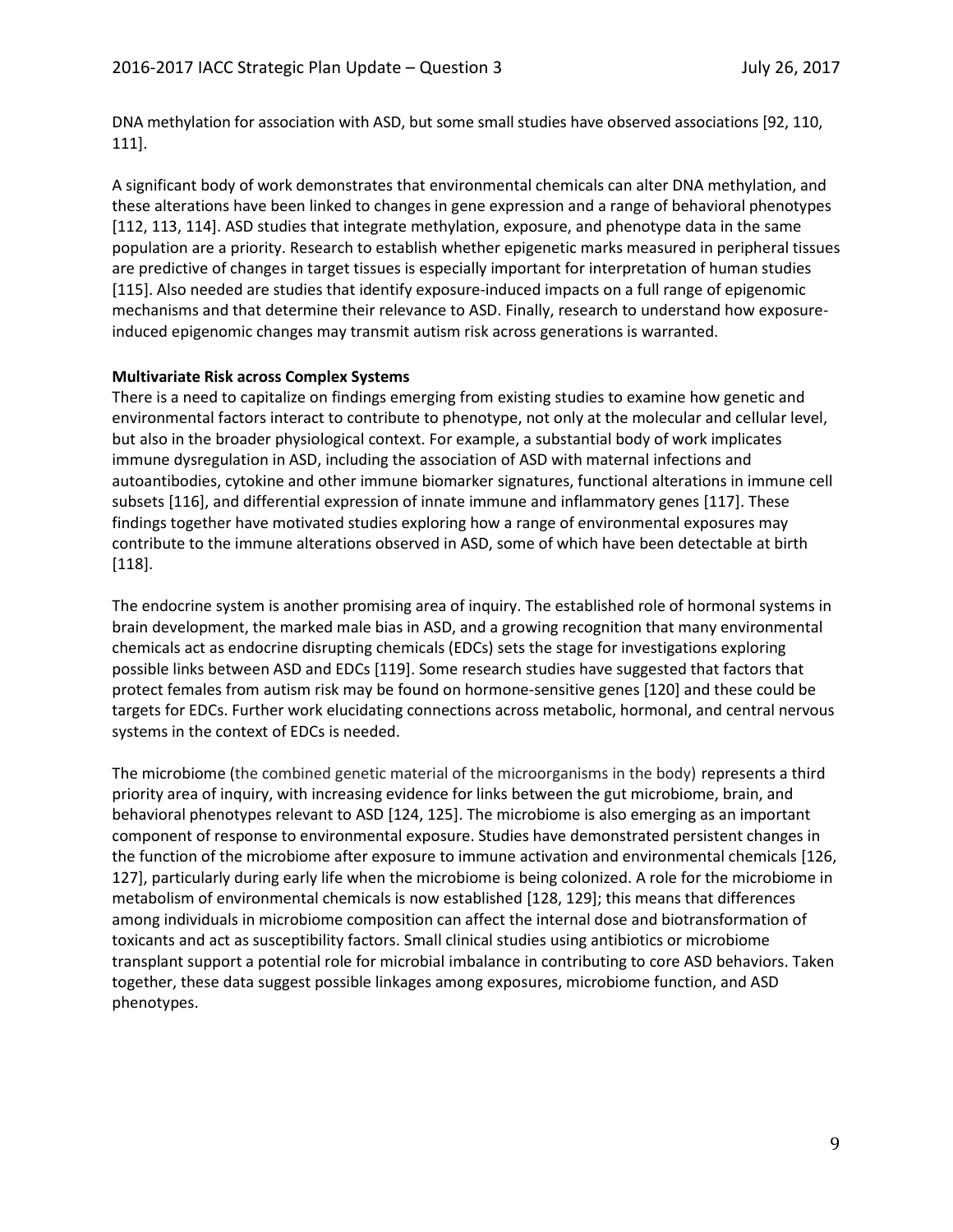DNA methylation for association with ASD, but some small studies have observed associations [92, 110, 111].

A significant body of work demonstrates that environmental chemicals can alter DNA methylation, and these alterations have been linked to changes in gene expression and a range of behavioral phenotypes [112, 113, 114]. ASD studies that integrate methylation, exposure, and phenotype data in the same population are a priority. Research to establish whether epigenetic marks measured in peripheral tissues are predictive of changes in target tissues is especially important for interpretation of human studies [115]. Also needed are studies that identify exposure-induced impacts on a full range of epigenomic mechanisms and that determine their relevance to ASD. Finally, research to understand how exposure-induced epigenomic changes may transmit autism risk across generations is warranted.

**Multivariate Risk across Complex Systems**

There is a need to capitalize on findings emerging from existing studies to examine how genetic and environmental factors interact to contribute to phenotype, not only at the molecular and cellular level, but also in the broader physiological context. For example, a substantial body of work implicates immune dysregulation in ASD, including the association of ASD with maternal infections and autoantibodies, cytokine and other immune biomarker signatures, functional alterations in immune cell subsets [116], and differential expression of innate immune and inflammatory genes [117]. These findings together have motivated studies exploring how a range of environmental exposures may contribute to the immune alterations observed in ASD, some of which have been detectable at birth [118].

The endocrine system is another promising area of inquiry. The established role of hormonal systems in brain development, the marked male bias in ASD, and a growing recognition that many environmental chemicals act as endocrine disrupting chemicals (EDCs) sets the stage for investigations exploring possible links between ASD and EDCs [119]. Some research studies have suggested that factors that protect females from autism risk may be found on hormone-sensitive genes [120] and these could be targets for EDCs. Further work elucidating connections across metabolic, hormonal, and central nervous systems in the context of EDCs is needed.

The microbiome (the combined genetic material of the microorganisms in the body) represents a third priority area of inquiry, with increasing evidence for links between the gut microbiome, brain, and behavioral phenotypes relevant to ASD [124, 125]. The microbiome is also emerging as an important component of response to environmental exposure. Studies have demonstrated persistent changes in the function of the microbiome after exposure to immune activation and environmental chemicals [126, 127], particularly during early life when the microbiome is being colonized. A role for the microbiome in metabolism of environmental chemicals is now established [128, 129]; this means that differences among individuals in microbiome composition can affect the internal dose and biotransformation of toxicants and act as susceptibility factors. Small clinical studies using antibiotics or microbiome transplant support a potential role for microbial imbalance in contributing to core ASD behaviors. Taken together, these data suggest possible linkages among exposures, microbiome function, and ASD phenotypes.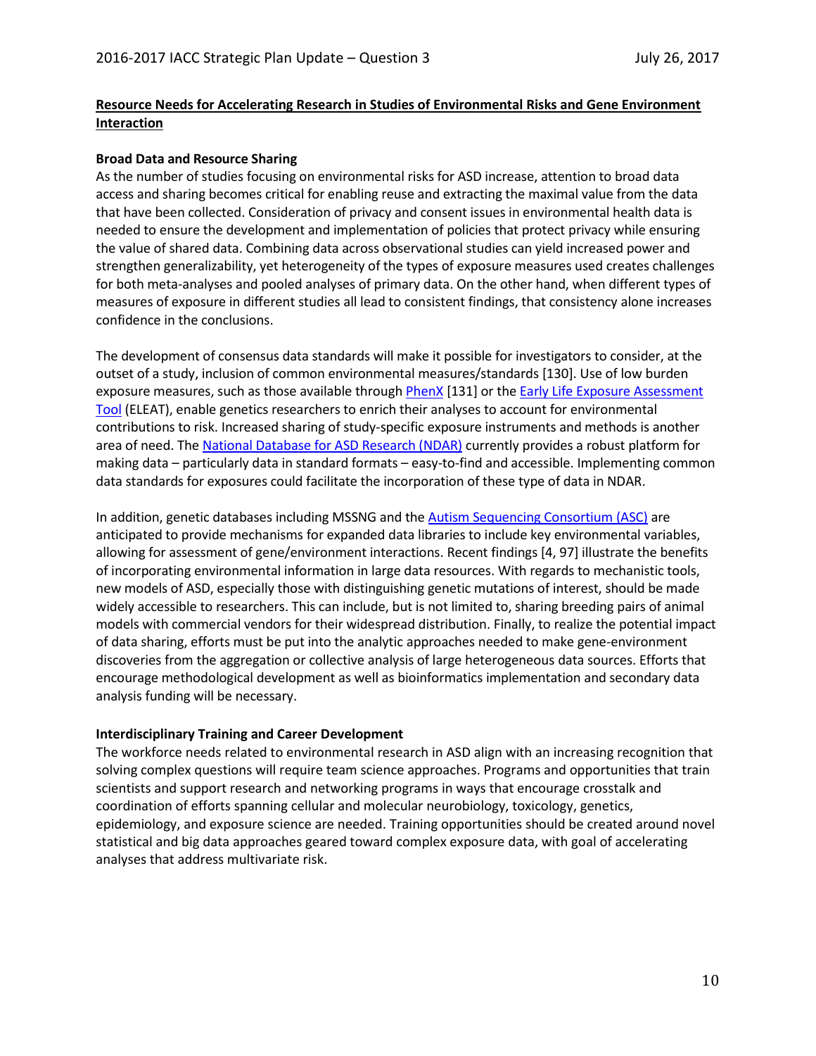## Resource Needs for Accelerating Research in Studies of Environmental Risks and Gene Environment Interaction

### Broad Data and Resource Sharing

As the number of studies focusing on environmental risks for ASD increase, attention to broad data access and sharing becomes critical for enabling reuse and extracting the maximal value from the data that have been collected. Consideration of privacy and consent issues in environmental health data is needed to ensure the development and implementation of policies that protect privacy while ensuring the value of shared data. Combining data across observational studies can yield increased power and strengthen generalizability, yet heterogeneity of the types of exposure measures used creates challenges for both meta-analyses and pooled analyses of primary data. On the other hand, when different types of measures of exposure in different studies all lead to consistent findings, that consistency alone increases confidence in the conclusions.

The development of consensus data standards will make it possible for investigators to consider, at the outset of a study, inclusion of common environmental measures/standards [130]. Use of low burden exposure measures, such as those available through PhenX [131] or the Early Life Exposure Assessment Tool (ELEAT), enable genetics researchers to enrich their analyses to account for environmental contributions to risk. Increased sharing of study-specific exposure instruments and methods is another area of need. The National Database for ASD Research (NDAR) currently provides a robust platform for making data – particularly data in standard formats – easy-to-find and accessible. Implementing common data standards for exposures could facilitate the incorporation of these type of data in NDAR.

In addition, genetic databases including MSSNG and the Autism Sequencing Consortium (ASC) are anticipated to provide mechanisms for expanded data libraries to include key environmental variables, allowing for assessment of gene/environment interactions. Recent findings [4, 97] illustrate the benefits of incorporating environmental information in large data resources. With regards to mechanistic tools, new models of ASD, especially those with distinguishing genetic mutations of interest, should be made widely accessible to researchers. This can include, but is not limited to, sharing breeding pairs of animal models with commercial vendors for their widespread distribution. Finally, to realize the potential impact of data sharing, efforts must be put into the analytic approaches needed to make gene-environment discoveries from the aggregation or collective analysis of large heterogeneous data sources. Efforts that encourage methodological development as well as bioinformatics implementation and secondary data analysis funding will be necessary.

### Interdisciplinary Training and Career Development

The workforce needs related to environmental research in ASD align with an increasing recognition that solving complex questions will require team science approaches. Programs and opportunities that train scientists and support research and networking programs in ways that encourage crosstalk and coordination of efforts spanning cellular and molecular neurobiology, toxicology, genetics, epidemiology, and exposure science are needed. Training opportunities should be created around novel statistical and big data approaches geared toward complex exposure data, with goal of accelerating analyses that address multivariate risk.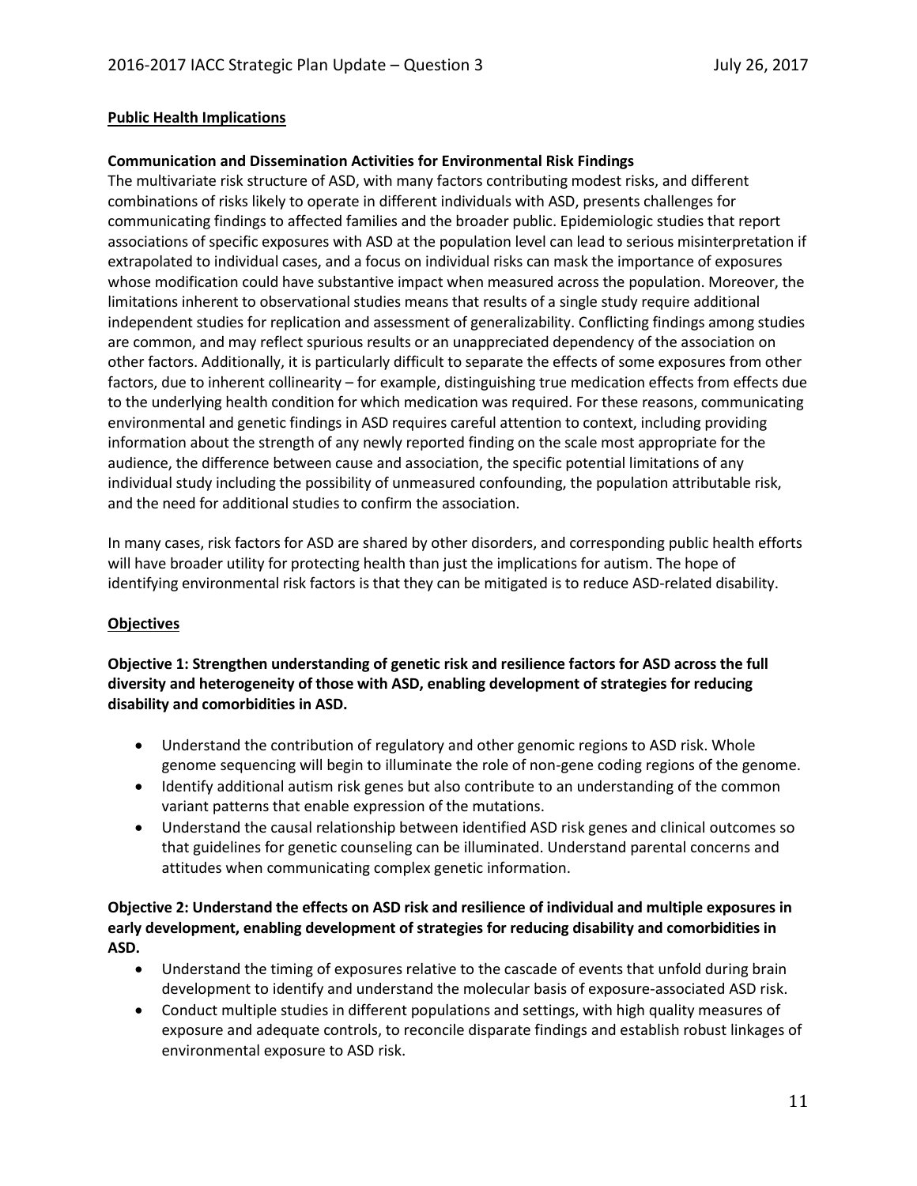**Public Health Implications**

**Communication and Dissemination Activities for Environmental Risk Findings**

The multivariate risk structure of ASD, with many factors contributing modest risks, and different combinations of risks likely to operate in different individuals with ASD, presents challenges for communicating findings to affected families and the broader public. Epidemiologic studies that report associations of specific exposures with ASD at the population level can lead to serious misinterpretation if extrapolated to individual cases, and a focus on individual risks can mask the importance of exposures whose modification could have substantive impact when measured across the population. Moreover, the limitations inherent to observational studies means that results of a single study require additional independent studies for replication and assessment of generalizability. Conflicting findings among studies are common, and may reflect spurious results or an unappreciated dependency of the association on other factors. Additionally, it is particularly difficult to separate the effects of some exposures from other factors, due to inherent collinearity – for example, distinguishing true medication effects from effects due to the underlying health condition for which medication was required. For these reasons, communicating environmental and genetic findings in ASD requires careful attention to context, including providing information about the strength of any newly reported finding on the scale most appropriate for the audience, the difference between cause and association, the specific potential limitations of any individual study including the possibility of unmeasured confounding, the population attributable risk, and the need for additional studies to confirm the association.

In many cases, risk factors for ASD are shared by other disorders, and corresponding public health efforts will have broader utility for protecting health than just the implications for autism. The hope of identifying environmental risk factors is that they can be mitigated is to reduce ASD-related disability.

**Objectives**

**Objective 1: Strengthen understanding of genetic risk and resilience factors for ASD across the full diversity and heterogeneity of those with ASD, enabling development of strategies for reducing disability and comorbidities in ASD.**

- Understand the contribution of regulatory and other genomic regions to ASD risk. Whole genome sequencing will begin to illuminate the role of non-gene coding regions of the genome.
- Identify additional autism risk genes but also contribute to an understanding of the common variant patterns that enable expression of the mutations.
- Understand the causal relationship between identified ASD risk genes and clinical outcomes so that guidelines for genetic counseling can be illuminated. Understand parental concerns and attitudes when communicating complex genetic information.

**Objective 2: Understand the effects on ASD risk and resilience of individual and multiple exposures in early development, enabling development of strategies for reducing disability and comorbidities in ASD.**

- Understand the timing of exposures relative to the cascade of events that unfold during brain development to identify and understand the molecular basis of exposure-associated ASD risk.
- Conduct multiple studies in different populations and settings, with high quality measures of exposure and adequate controls, to reconcile disparate findings and establish robust linkages of environmental exposure to ASD risk.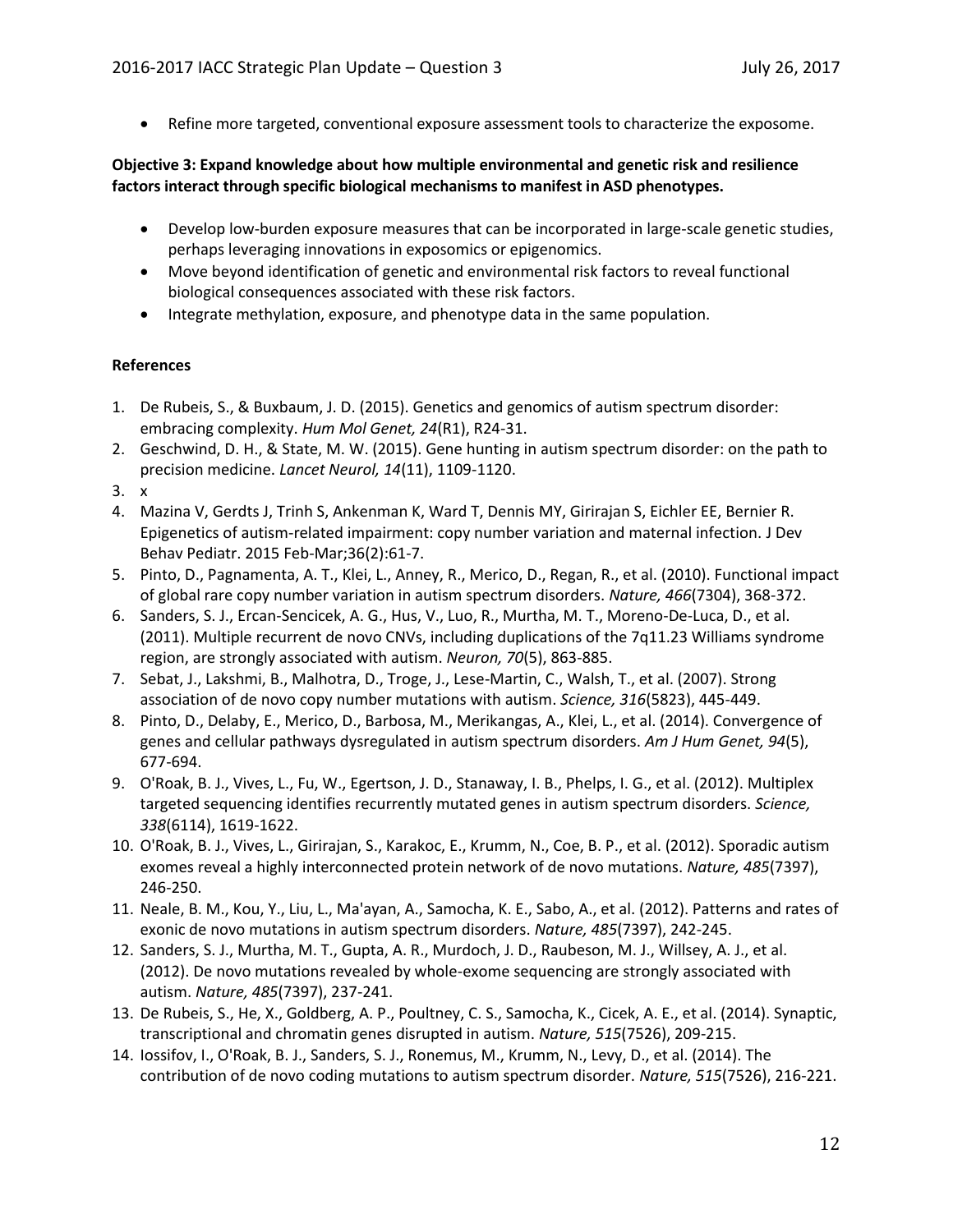- Refine more targeted, conventional exposure assessment tools to characterize the exposome.

**Objective 3: Expand knowledge about how multiple environmental and genetic risk and resilience factors interact through specific biological mechanisms to manifest in ASD phenotypes.**

- Develop low-burden exposure measures that can be incorporated in large-scale genetic studies, perhaps leveraging innovations in exposomics or epigenomics.
- Move beyond identification of genetic and environmental risk factors to reveal functional biological consequences associated with these risk factors.
- Integrate methylation, exposure, and phenotype data in the same population.

**References**

1. De Rubeis, S., & Buxbaum, J. D. (2015). Genetics and genomics of autism spectrum disorder: embracing complexity. *Hum Mol Genet, 24*(R1), R24-31.
2. Geschwind, D. H., & State, M. W. (2015). Gene hunting in autism spectrum disorder: on the path to precision medicine. *Lancet Neurol, 14*(11), 1109-1120.
3. x
4. Mazina V, Gerdts J, Trinh S, Ankenman K, Ward T, Dennis MY, Girirajan S, Eichler EE, Bernier R. Epigenetics of autism-related impairment: copy number variation and maternal infection. J Dev Behav Pediatr. 2015 Feb-Mar;36(2):61-7.
5. Pinto, D., Pagnamenta, A. T., Klei, L., Anney, R., Merico, D., Regan, R., et al. (2010). Functional impact of global rare copy number variation in autism spectrum disorders. *Nature, 466*(7304), 368-372.
6. Sanders, S. J., Ercan-Sencicek, A. G., Hus, V., Luo, R., Murtha, M. T., Moreno-De-Luca, D., et al. (2011). Multiple recurrent de novo CNVs, including duplications of the 7q11.23 Williams syndrome region, are strongly associated with autism. *Neuron, 70*(5), 863-885.
7. Sebat, J., Lakshmi, B., Malhotra, D., Troge, J., Lese-Martin, C., Walsh, T., et al. (2007). Strong association of de novo copy number mutations with autism. *Science, 316*(5823), 445-449.
8. Pinto, D., Delaby, E., Merico, D., Barbosa, M., Merikangas, A., Klei, L., et al. (2014). Convergence of genes and cellular pathways dysregulated in autism spectrum disorders. *Am J Hum Genet, 94*(5), 677-694.
9. O'Roak, B. J., Vives, L., Fu, W., Egertson, J. D., Stanaway, I. B., Phelps, I. G., et al. (2012). Multiplex targeted sequencing identifies recurrently mutated genes in autism spectrum disorders. *Science, 338*(6114), 1619-1622.
10. O'Roak, B. J., Vives, L., Girirajan, S., Karakoc, E., Krumm, N., Coe, B. P., et al. (2012). Sporadic autism exomes reveal a highly interconnected protein network of de novo mutations. *Nature, 485*(7397), 246-250.
11. Neale, B. M., Kou, Y., Liu, L., Ma'ayan, A., Samocha, K. E., Sabo, A., et al. (2012). Patterns and rates of exonic de novo mutations in autism spectrum disorders. *Nature, 485*(7397), 242-245.
12. Sanders, S. J., Murtha, M. T., Gupta, A. R., Murdoch, J. D., Raubeson, M. J., Willsey, A. J., et al. (2012). De novo mutations revealed by whole-exome sequencing are strongly associated with autism. *Nature, 485*(7397), 237-241.
13. De Rubeis, S., He, X., Goldberg, A. P., Poultney, C. S., Samocha, K., Cicek, A. E., et al. (2014). Synaptic, transcriptional and chromatin genes disrupted in autism. *Nature, 515*(7526), 209-215.
14. Iossifov, I., O'Roak, B. J., Sanders, S. J., Ronemus, M., Krumm, N., Levy, D., et al. (2014). The contribution of de novo coding mutations to autism spectrum disorder. *Nature, 515*(7526), 216-221.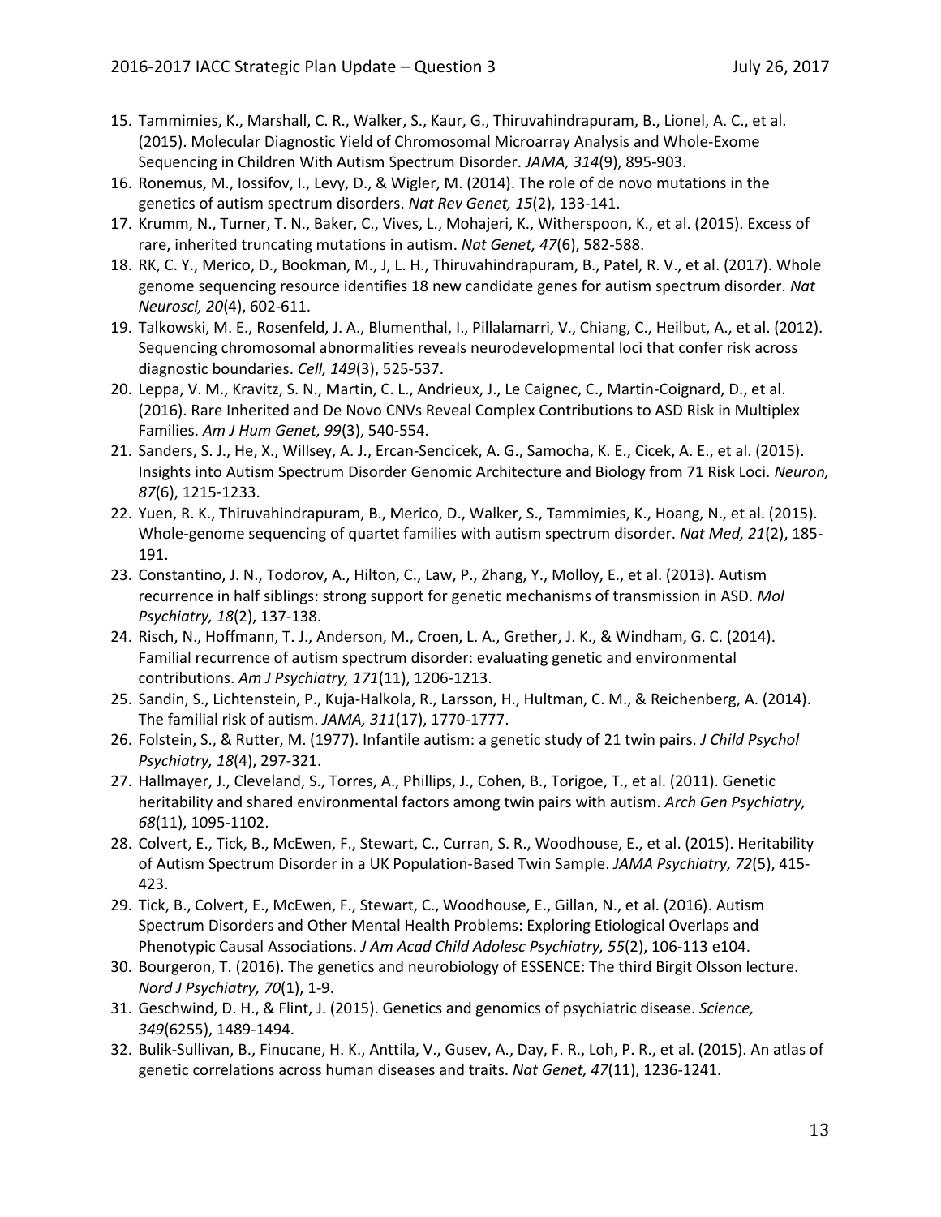15. Tammimies, K., Marshall, C. R., Walker, S., Kaur, G., Thiruvahindrapuram, B., Lionel, A. C., et al. (2015). Molecular Diagnostic Yield of Chromosomal Microarray Analysis and Whole-Exome Sequencing in Children With Autism Spectrum Disorder. *JAMA, 314*(9), 895-903.
16. Ronemus, M., Iossifov, I., Levy, D., & Wigler, M. (2014). The role of de novo mutations in the genetics of autism spectrum disorders. *Nat Rev Genet, 15*(2), 133-141.
17. Krumm, N., Turner, T. N., Baker, C., Vives, L., Mohajeri, K., Witherspoon, K., et al. (2015). Excess of rare, inherited truncating mutations in autism. *Nat Genet, 47*(6), 582-588.
18. RK, C. Y., Merico, D., Bookman, M., J, L. H., Thiruvahindrapuram, B., Patel, R. V., et al. (2017). Whole genome sequencing resource identifies 18 new candidate genes for autism spectrum disorder. *Nat Neurosci, 20*(4), 602-611.
19. Talkowski, M. E., Rosenfeld, J. A., Blumenthal, I., Pillalamarri, V., Chiang, C., Heilbut, A., et al. (2012). Sequencing chromosomal abnormalities reveals neurodevelopmental loci that confer risk across diagnostic boundaries. *Cell, 149*(3), 525-537.
20. Leppa, V. M., Kravitz, S. N., Martin, C. L., Andrieux, J., Le Caignec, C., Martin-Coignard, D., et al. (2016). Rare Inherited and De Novo CNVs Reveal Complex Contributions to ASD Risk in Multiplex Families. *Am J Hum Genet, 99*(3), 540-554.
21. Sanders, S. J., He, X., Willsey, A. J., Ercan-Sencicek, A. G., Samocha, K. E., Cicek, A. E., et al. (2015). Insights into Autism Spectrum Disorder Genomic Architecture and Biology from 71 Risk Loci. *Neuron, 87*(6), 1215-1233.
22. Yuen, R. K., Thiruvahindrapuram, B., Merico, D., Walker, S., Tammimies, K., Hoang, N., et al. (2015). Whole-genome sequencing of quartet families with autism spectrum disorder. *Nat Med, 21*(2), 185-191.
23. Constantino, J. N., Todorov, A., Hilton, C., Law, P., Zhang, Y., Molloy, E., et al. (2013). Autism recurrence in half siblings: strong support for genetic mechanisms of transmission in ASD. *Mol Psychiatry, 18*(2), 137-138.
24. Risch, N., Hoffmann, T. J., Anderson, M., Croen, L. A., Grether, J. K., & Windham, G. C. (2014). Familial recurrence of autism spectrum disorder: evaluating genetic and environmental contributions. *Am J Psychiatry, 171*(11), 1206-1213.
25. Sandin, S., Lichtenstein, P., Kuja-Halkola, R., Larsson, H., Hultman, C. M., & Reichenberg, A. (2014). The familial risk of autism. *JAMA, 311*(17), 1770-1777.
26. Folstein, S., & Rutter, M. (1977). Infantile autism: a genetic study of 21 twin pairs. *J Child Psychol Psychiatry, 18*(4), 297-321.
27. Hallmayer, J., Cleveland, S., Torres, A., Phillips, J., Cohen, B., Torigoe, T., et al. (2011). Genetic heritability and shared environmental factors among twin pairs with autism. *Arch Gen Psychiatry, 68*(11), 1095-1102.
28. Colvert, E., Tick, B., McEwen, F., Stewart, C., Curran, S. R., Woodhouse, E., et al. (2015). Heritability of Autism Spectrum Disorder in a UK Population-Based Twin Sample. *JAMA Psychiatry, 72*(5), 415-423.
29. Tick, B., Colvert, E., McEwen, F., Stewart, C., Woodhouse, E., Gillan, N., et al. (2016). Autism Spectrum Disorders and Other Mental Health Problems: Exploring Etiological Overlaps and Phenotypic Causal Associations. *J Am Acad Child Adolesc Psychiatry, 55*(2), 106-113 e104.
30. Bourgeron, T. (2016). The genetics and neurobiology of ESSENCE: The third Birgit Olsson lecture. *Nord J Psychiatry, 70*(1), 1-9.
31. Geschwind, D. H., & Flint, J. (2015). Genetics and genomics of psychiatric disease. *Science, 349*(6255), 1489-1494.
32. Bulik-Sullivan, B., Finucane, H. K., Anttila, V., Gusev, A., Day, F. R., Loh, P. R., et al. (2015). An atlas of genetic correlations across human diseases and traits. *Nat Genet, 47*(11), 1236-1241.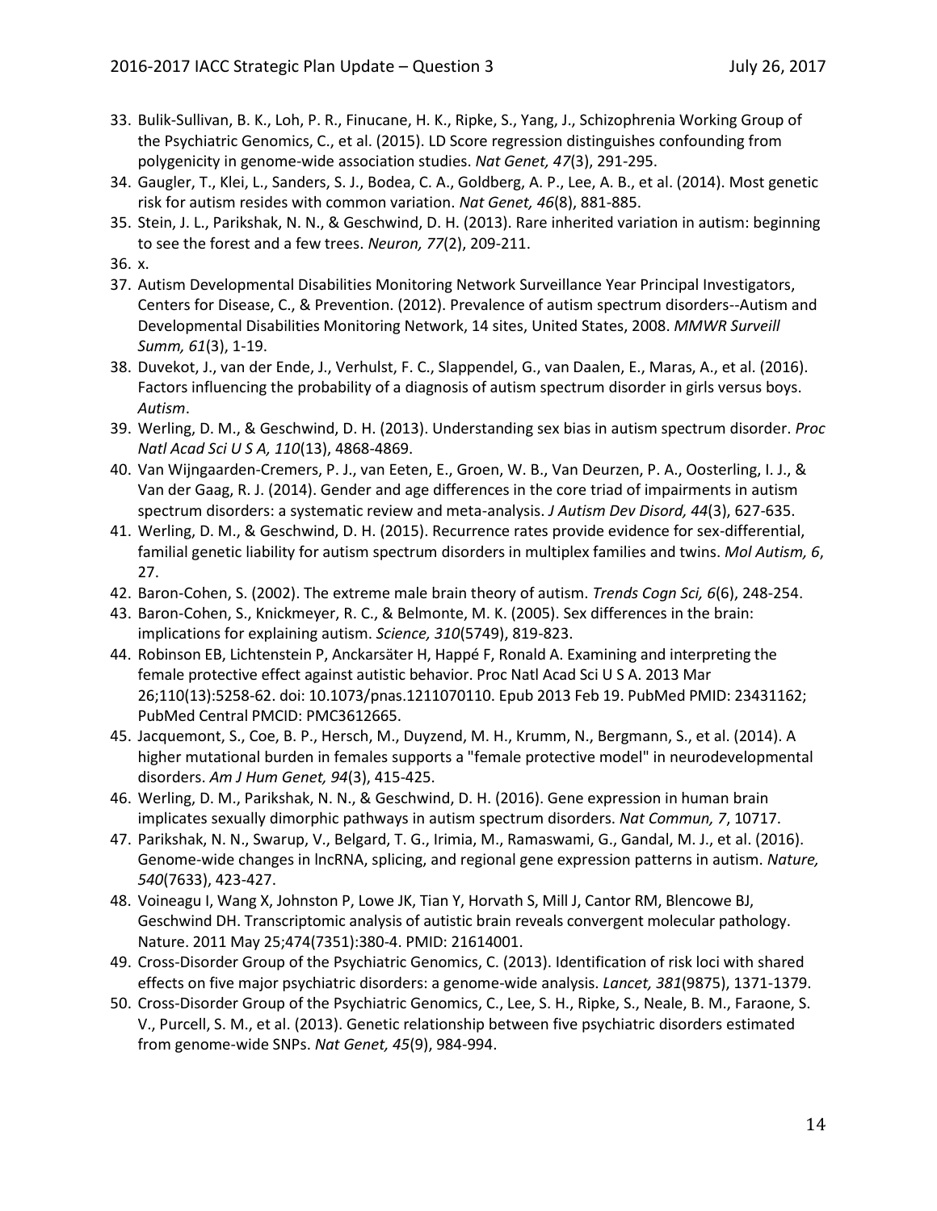33. Bulik-Sullivan, B. K., Loh, P. R., Finucane, H. K., Ripke, S., Yang, J., Schizophrenia Working Group of the Psychiatric Genomics, C., et al. (2015). LD Score regression distinguishes confounding from polygenicity in genome-wide association studies. *Nat Genet, 47*(3), 291-295.
34. Gaugler, T., Klei, L., Sanders, S. J., Bodea, C. A., Goldberg, A. P., Lee, A. B., et al. (2014). Most genetic risk for autism resides with common variation. *Nat Genet, 46*(8), 881-885.
35. Stein, J. L., Parikshak, N. N., & Geschwind, D. H. (2013). Rare inherited variation in autism: beginning to see the forest and a few trees. *Neuron, 77*(2), 209-211.
36. x.
37. Autism Developmental Disabilities Monitoring Network Surveillance Year Principal Investigators, Centers for Disease, C., & Prevention. (2012). Prevalence of autism spectrum disorders--Autism and Developmental Disabilities Monitoring Network, 14 sites, United States, 2008. *MMWR Surveill Summ, 61*(3), 1-19.
38. Duvekot, J., van der Ende, J., Verhulst, F. C., Slappendel, G., van Daalen, E., Maras, A., et al. (2016). Factors influencing the probability of a diagnosis of autism spectrum disorder in girls versus boys. *Autism*.
39. Werling, D. M., & Geschwind, D. H. (2013). Understanding sex bias in autism spectrum disorder. *Proc Natl Acad Sci U S A, 110*(13), 4868-4869.
40. Van Wijngaarden-Cremers, P. J., van Eeten, E., Groen, W. B., Van Deurzen, P. A., Oosterling, I. J., & Van der Gaag, R. J. (2014). Gender and age differences in the core triad of impairments in autism spectrum disorders: a systematic review and meta-analysis. *J Autism Dev Disord, 44*(3), 627-635.
41. Werling, D. M., & Geschwind, D. H. (2015). Recurrence rates provide evidence for sex-differential, familial genetic liability for autism spectrum disorders in multiplex families and twins. *Mol Autism, 6*, 27.
42. Baron-Cohen, S. (2002). The extreme male brain theory of autism. *Trends Cogn Sci, 6*(6), 248-254.
43. Baron-Cohen, S., Knickmeyer, R. C., & Belmonte, M. K. (2005). Sex differences in the brain: implications for explaining autism. *Science, 310*(5749), 819-823.
44. Robinson EB, Lichtenstein P, Anckarsäter H, Happé F, Ronald A. Examining and interpreting the female protective effect against autistic behavior. Proc Natl Acad Sci U S A. 2013 Mar 26;110(13):5258-62. doi: 10.1073/pnas.1211070110. Epub 2013 Feb 19. PubMed PMID: 23431162; PubMed Central PMCID: PMC3612665.
45. Jacquemont, S., Coe, B. P., Hersch, M., Duyzend, M. H., Krumm, N., Bergmann, S., et al. (2014). A higher mutational burden in females supports a "female protective model" in neurodevelopmental disorders. *Am J Hum Genet, 94*(3), 415-425.
46. Werling, D. M., Parikshak, N. N., & Geschwind, D. H. (2016). Gene expression in human brain implicates sexually dimorphic pathways in autism spectrum disorders. *Nat Commun, 7*, 10717.
47. Parikshak, N. N., Swarup, V., Belgard, T. G., Irimia, M., Ramaswami, G., Gandal, M. J., et al. (2016). Genome-wide changes in lncRNA, splicing, and regional gene expression patterns in autism. *Nature, 540*(7633), 423-427.
48. Voineagu I, Wang X, Johnston P, Lowe JK, Tian Y, Horvath S, Mill J, Cantor RM, Blencowe BJ, Geschwind DH. Transcriptomic analysis of autistic brain reveals convergent molecular pathology. Nature. 2011 May 25;474(7351):380-4. PMID: 21614001.
49. Cross-Disorder Group of the Psychiatric Genomics, C. (2013). Identification of risk loci with shared effects on five major psychiatric disorders: a genome-wide analysis. *Lancet, 381*(9875), 1371-1379.
50. Cross-Disorder Group of the Psychiatric Genomics, C., Lee, S. H., Ripke, S., Neale, B. M., Faraone, S. V., Purcell, S. M., et al. (2013). Genetic relationship between five psychiatric disorders estimated from genome-wide SNPs. *Nat Genet, 45*(9), 984-994.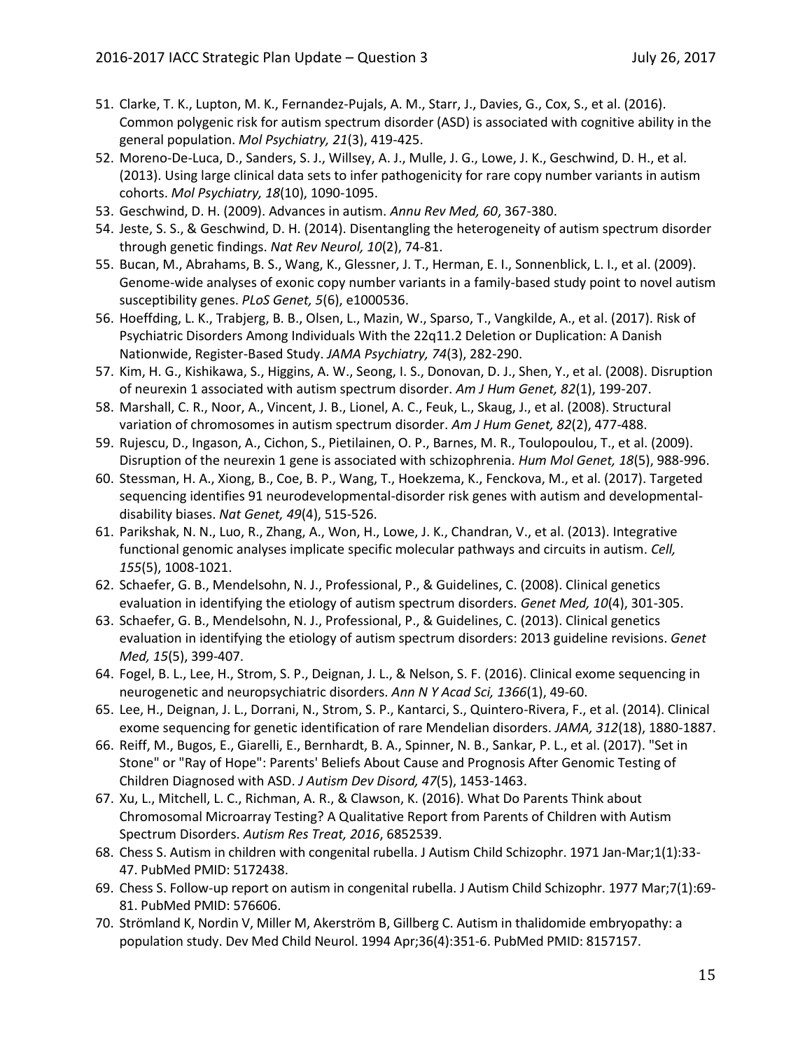51. Clarke, T. K., Lupton, M. K., Fernandez-Pujals, A. M., Starr, J., Davies, G., Cox, S., et al. (2016). Common polygenic risk for autism spectrum disorder (ASD) is associated with cognitive ability in the general population. *Mol Psychiatry, 21*(3), 419-425.
52. Moreno-De-Luca, D., Sanders, S. J., Willsey, A. J., Mulle, J. G., Lowe, J. K., Geschwind, D. H., et al. (2013). Using large clinical data sets to infer pathogenicity for rare copy number variants in autism cohorts. *Mol Psychiatry, 18*(10), 1090-1095.
53. Geschwind, D. H. (2009). Advances in autism. *Annu Rev Med, 60*, 367-380.
54. Jeste, S. S., & Geschwind, D. H. (2014). Disentangling the heterogeneity of autism spectrum disorder through genetic findings. *Nat Rev Neurol, 10*(2), 74-81.
55. Bucan, M., Abrahams, B. S., Wang, K., Glessner, J. T., Herman, E. I., Sonnenblick, L. I., et al. (2009). Genome-wide analyses of exonic copy number variants in a family-based study point to novel autism susceptibility genes. *PLoS Genet, 5*(6), e1000536.
56. Hoeffding, L. K., Trabjerg, B. B., Olsen, L., Mazin, W., Sparso, T., Vangkilde, A., et al. (2017). Risk of Psychiatric Disorders Among Individuals With the 22q11.2 Deletion or Duplication: A Danish Nationwide, Register-Based Study. *JAMA Psychiatry, 74*(3), 282-290.
57. Kim, H. G., Kishikawa, S., Higgins, A. W., Seong, I. S., Donovan, D. J., Shen, Y., et al. (2008). Disruption of neurexin 1 associated with autism spectrum disorder. *Am J Hum Genet, 82*(1), 199-207.
58. Marshall, C. R., Noor, A., Vincent, J. B., Lionel, A. C., Feuk, L., Skaug, J., et al. (2008). Structural variation of chromosomes in autism spectrum disorder. *Am J Hum Genet, 82*(2), 477-488.
59. Rujescu, D., Ingason, A., Cichon, S., Pietilainen, O. P., Barnes, M. R., Toulopoulou, T., et al. (2009). Disruption of the neurexin 1 gene is associated with schizophrenia. *Hum Mol Genet, 18*(5), 988-996.
60. Stessman, H. A., Xiong, B., Coe, B. P., Wang, T., Hoekzema, K., Fenckova, M., et al. (2017). Targeted sequencing identifies 91 neurodevelopmental-disorder risk genes with autism and developmental-disability biases. *Nat Genet, 49*(4), 515-526.
61. Parikshak, N. N., Luo, R., Zhang, A., Won, H., Lowe, J. K., Chandran, V., et al. (2013). Integrative functional genomic analyses implicate specific molecular pathways and circuits in autism. *Cell, 155*(5), 1008-1021.
62. Schaefer, G. B., Mendelsohn, N. J., Professional, P., & Guidelines, C. (2008). Clinical genetics evaluation in identifying the etiology of autism spectrum disorders. *Genet Med, 10*(4), 301-305.
63. Schaefer, G. B., Mendelsohn, N. J., Professional, P., & Guidelines, C. (2013). Clinical genetics evaluation in identifying the etiology of autism spectrum disorders: 2013 guideline revisions. *Genet Med, 15*(5), 399-407.
64. Fogel, B. L., Lee, H., Strom, S. P., Deignan, J. L., & Nelson, S. F. (2016). Clinical exome sequencing in neurogenetic and neuropsychiatric disorders. *Ann N Y Acad Sci, 1366*(1), 49-60.
65. Lee, H., Deignan, J. L., Dorrani, N., Strom, S. P., Kantarci, S., Quintero-Rivera, F., et al. (2014). Clinical exome sequencing for genetic identification of rare Mendelian disorders. *JAMA, 312*(18), 1880-1887.
66. Reiff, M., Bugos, E., Giarelli, E., Bernhardt, B. A., Spinner, N. B., Sankar, P. L., et al. (2017). "Set in Stone" or "Ray of Hope": Parents' Beliefs About Cause and Prognosis After Genomic Testing of Children Diagnosed with ASD. *J Autism Dev Disord, 47*(5), 1453-1463.
67. Xu, L., Mitchell, L. C., Richman, A. R., & Clawson, K. (2016). What Do Parents Think about Chromosomal Microarray Testing? A Qualitative Report from Parents of Children with Autism Spectrum Disorders. *Autism Res Treat, 2016*, 6852539.
68. Chess S. Autism in children with congenital rubella. J Autism Child Schizophr. 1971 Jan-Mar;1(1):33-47. PubMed PMID: 5172438.
69. Chess S. Follow-up report on autism in congenital rubella. J Autism Child Schizophr. 1977 Mar;7(1):69-81. PubMed PMID: 576606.
70. Strömland K, Nordin V, Miller M, Akerström B, Gillberg C. Autism in thalidomide embryopathy: a population study. Dev Med Child Neurol. 1994 Apr;36(4):351-6. PubMed PMID: 8157157.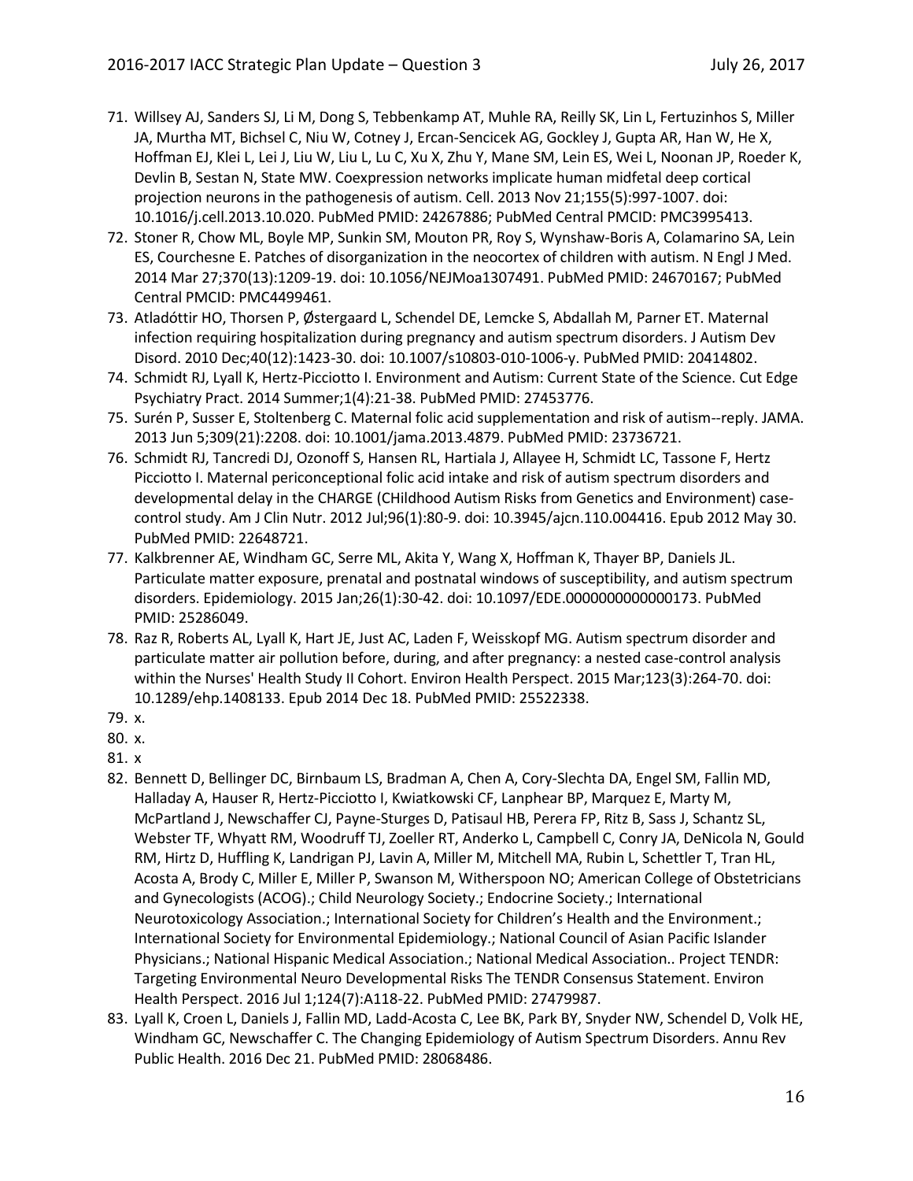71. Willsey AJ, Sanders SJ, Li M, Dong S, Tebbenkamp AT, Muhle RA, Reilly SK, Lin L, Fertuzinhos S, Miller JA, Murtha MT, Bichsel C, Niu W, Cotney J, Ercan-Sencicek AG, Gockley J, Gupta AR, Han W, He X, Hoffman EJ, Klei L, Lei J, Liu W, Liu L, Lu C, Xu X, Zhu Y, Mane SM, Lein ES, Wei L, Noonan JP, Roeder K, Devlin B, Sestan N, State MW. Coexpression networks implicate human midfetal deep cortical projection neurons in the pathogenesis of autism. Cell. 2013 Nov 21;155(5):997-1007. doi: 10.1016/j.cell.2013.10.020. PubMed PMID: 24267886; PubMed Central PMCID: PMC3995413.
72. Stoner R, Chow ML, Boyle MP, Sunkin SM, Mouton PR, Roy S, Wynshaw-Boris A, Colamarino SA, Lein ES, Courchesne E. Patches of disorganization in the neocortex of children with autism. N Engl J Med. 2014 Mar 27;370(13):1209-19. doi: 10.1056/NEJMoa1307491. PubMed PMID: 24670167; PubMed Central PMCID: PMC4499461.
73. Atladóttir HO, Thorsen P, Østergaard L, Schendel DE, Lemcke S, Abdallah M, Parner ET. Maternal infection requiring hospitalization during pregnancy and autism spectrum disorders. J Autism Dev Disord. 2010 Dec;40(12):1423-30. doi: 10.1007/s10803-010-1006-y. PubMed PMID: 20414802.
74. Schmidt RJ, Lyall K, Hertz-Picciotto I. Environment and Autism: Current State of the Science. Cut Edge Psychiatry Pract. 2014 Summer;1(4):21-38. PubMed PMID: 27453776.
75. Surén P, Susser E, Stoltenberg C. Maternal folic acid supplementation and risk of autism--reply. JAMA. 2013 Jun 5;309(21):2208. doi: 10.1001/jama.2013.4879. PubMed PMID: 23736721.
76. Schmidt RJ, Tancredi DJ, Ozonoff S, Hansen RL, Hartiala J, Allayee H, Schmidt LC, Tassone F, Hertz Picciotto I. Maternal periconceptional folic acid intake and risk of autism spectrum disorders and developmental delay in the CHARGE (CHildhood Autism Risks from Genetics and Environment) case-control study. Am J Clin Nutr. 2012 Jul;96(1):80-9. doi: 10.3945/ajcn.110.004416. Epub 2012 May 30. PubMed PMID: 22648721.
77. Kalkbrenner AE, Windham GC, Serre ML, Akita Y, Wang X, Hoffman K, Thayer BP, Daniels JL. Particulate matter exposure, prenatal and postnatal windows of susceptibility, and autism spectrum disorders. Epidemiology. 2015 Jan;26(1):30-42. doi: 10.1097/EDE.0000000000000173. PubMed PMID: 25286049.
78. Raz R, Roberts AL, Lyall K, Hart JE, Just AC, Laden F, Weisskopf MG. Autism spectrum disorder and particulate matter air pollution before, during, and after pregnancy: a nested case-control analysis within the Nurses' Health Study II Cohort. Environ Health Perspect. 2015 Mar;123(3):264-70. doi: 10.1289/ehp.1408133. Epub 2014 Dec 18. PubMed PMID: 25522338.
79. x.
80. x.
81. x
82. Bennett D, Bellinger DC, Birnbaum LS, Bradman A, Chen A, Cory-Slechta DA, Engel SM, Fallin MD, Halladay A, Hauser R, Hertz-Picciotto I, Kwiatkowski CF, Lanphear BP, Marquez E, Marty M, McPartland J, Newschaffer CJ, Payne-Sturges D, Patisaul HB, Perera FP, Ritz B, Sass J, Schantz SL, Webster TF, Whyatt RM, Woodruff TJ, Zoeller RT, Anderko L, Campbell C, Conry JA, DeNicola N, Gould RM, Hirtz D, Huffling K, Landrigan PJ, Lavin A, Miller M, Mitchell MA, Rubin L, Schettler T, Tran HL, Acosta A, Brody C, Miller E, Miller P, Swanson M, Witherspoon NO; American College of Obstetricians and Gynecologists (ACOG).; Child Neurology Society.; Endocrine Society.; International Neurotoxicology Association.; International Society for Children's Health and the Environment.; International Society for Environmental Epidemiology.; National Council of Asian Pacific Islander Physicians.; National Hispanic Medical Association.; National Medical Association.. Project TENDR: Targeting Environmental Neuro Developmental Risks The TENDR Consensus Statement. Environ Health Perspect. 2016 Jul 1;124(7):A118-22. PubMed PMID: 27479987.
83. Lyall K, Croen L, Daniels J, Fallin MD, Ladd-Acosta C, Lee BK, Park BY, Snyder NW, Schendel D, Volk HE, Windham GC, Newschaffer C. The Changing Epidemiology of Autism Spectrum Disorders. Annu Rev Public Health. 2016 Dec 21. PubMed PMID: 28068486.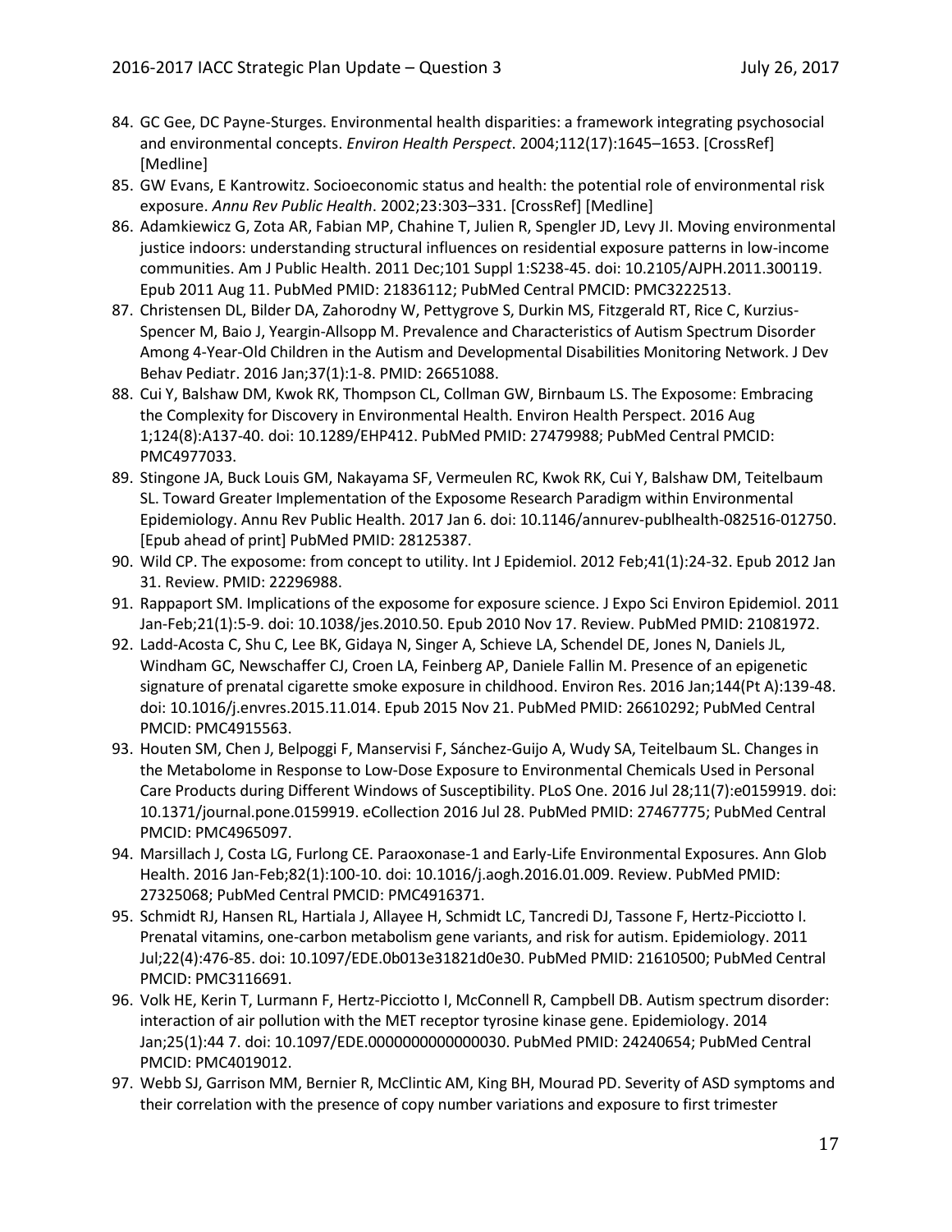84. GC Gee, DC Payne-Sturges. Environmental health disparities: a framework integrating psychosocial and environmental concepts. *Environ Health Perspect*. 2004;112(17):1645–1653. [CrossRef] [Medline]
85. GW Evans, E Kantrowitz. Socioeconomic status and health: the potential role of environmental risk exposure. *Annu Rev Public Health*. 2002;23:303–331. [CrossRef] [Medline]
86. Adamkiewicz G, Zota AR, Fabian MP, Chahine T, Julien R, Spengler JD, Levy JI. Moving environmental justice indoors: understanding structural influences on residential exposure patterns in low-income communities. Am J Public Health. 2011 Dec;101 Suppl 1:S238-45. doi: 10.2105/AJPH.2011.300119. Epub 2011 Aug 11. PubMed PMID: 21836112; PubMed Central PMCID: PMC3222513.
87. Christensen DL, Bilder DA, Zahorodny W, Pettygrove S, Durkin MS, Fitzgerald RT, Rice C, Kurzius-Spencer M, Baio J, Yeargin-Allsopp M. Prevalence and Characteristics of Autism Spectrum Disorder Among 4-Year-Old Children in the Autism and Developmental Disabilities Monitoring Network. J Dev Behav Pediatr. 2016 Jan;37(1):1-8. PMID: 26651088.
88. Cui Y, Balshaw DM, Kwok RK, Thompson CL, Collman GW, Birnbaum LS. The Exposome: Embracing the Complexity for Discovery in Environmental Health. Environ Health Perspect. 2016 Aug 1;124(8):A137-40. doi: 10.1289/EHP412. PubMed PMID: 27479988; PubMed Central PMCID: PMC4977033.
89. Stingone JA, Buck Louis GM, Nakayama SF, Vermeulen RC, Kwok RK, Cui Y, Balshaw DM, Teitelbaum SL. Toward Greater Implementation of the Exposome Research Paradigm within Environmental Epidemiology. Annu Rev Public Health. 2017 Jan 6. doi: 10.1146/annurev-publhealth-082516-012750. [Epub ahead of print] PubMed PMID: 28125387.
90. Wild CP. The exposome: from concept to utility. Int J Epidemiol. 2012 Feb;41(1):24-32. Epub 2012 Jan 31. Review. PMID: 22296988.
91. Rappaport SM. Implications of the exposome for exposure science. J Expo Sci Environ Epidemiol. 2011 Jan-Feb;21(1):5-9. doi: 10.1038/jes.2010.50. Epub 2010 Nov 17. Review. PubMed PMID: 21081972.
92. Ladd-Acosta C, Shu C, Lee BK, Gidaya N, Singer A, Schieve LA, Schendel DE, Jones N, Daniels JL, Windham GC, Newschaffer CJ, Croen LA, Feinberg AP, Daniele Fallin M. Presence of an epigenetic signature of prenatal cigarette smoke exposure in childhood. Environ Res. 2016 Jan;144(Pt A):139-48. doi: 10.1016/j.envres.2015.11.014. Epub 2015 Nov 21. PubMed PMID: 26610292; PubMed Central PMCID: PMC4915563.
93. Houten SM, Chen J, Belpoggi F, Manservisi F, Sánchez-Guijo A, Wudy SA, Teitelbaum SL. Changes in the Metabolome in Response to Low-Dose Exposure to Environmental Chemicals Used in Personal Care Products during Different Windows of Susceptibility. PLoS One. 2016 Jul 28;11(7):e0159919. doi: 10.1371/journal.pone.0159919. eCollection 2016 Jul 28. PubMed PMID: 27467775; PubMed Central PMCID: PMC4965097.
94. Marsillach J, Costa LG, Furlong CE. Paraoxonase-1 and Early-Life Environmental Exposures. Ann Glob Health. 2016 Jan-Feb;82(1):100-10. doi: 10.1016/j.aogh.2016.01.009. Review. PubMed PMID: 27325068; PubMed Central PMCID: PMC4916371.
95. Schmidt RJ, Hansen RL, Hartiala J, Allayee H, Schmidt LC, Tancredi DJ, Tassone F, Hertz-Picciotto I. Prenatal vitamins, one-carbon metabolism gene variants, and risk for autism. Epidemiology. 2011 Jul;22(4):476-85. doi: 10.1097/EDE.0b013e31821d0e30. PubMed PMID: 21610500; PubMed Central PMCID: PMC3116691.
96. Volk HE, Kerin T, Lurmann F, Hertz-Picciotto I, McConnell R, Campbell DB. Autism spectrum disorder: interaction of air pollution with the MET receptor tyrosine kinase gene. Epidemiology. 2014 Jan;25(1):44 7. doi: 10.1097/EDE.0000000000000030. PubMed PMID: 24240654; PubMed Central PMCID: PMC4019012.
97. Webb SJ, Garrison MM, Bernier R, McClintic AM, King BH, Mourad PD. Severity of ASD symptoms and their correlation with the presence of copy number variations and exposure to first trimester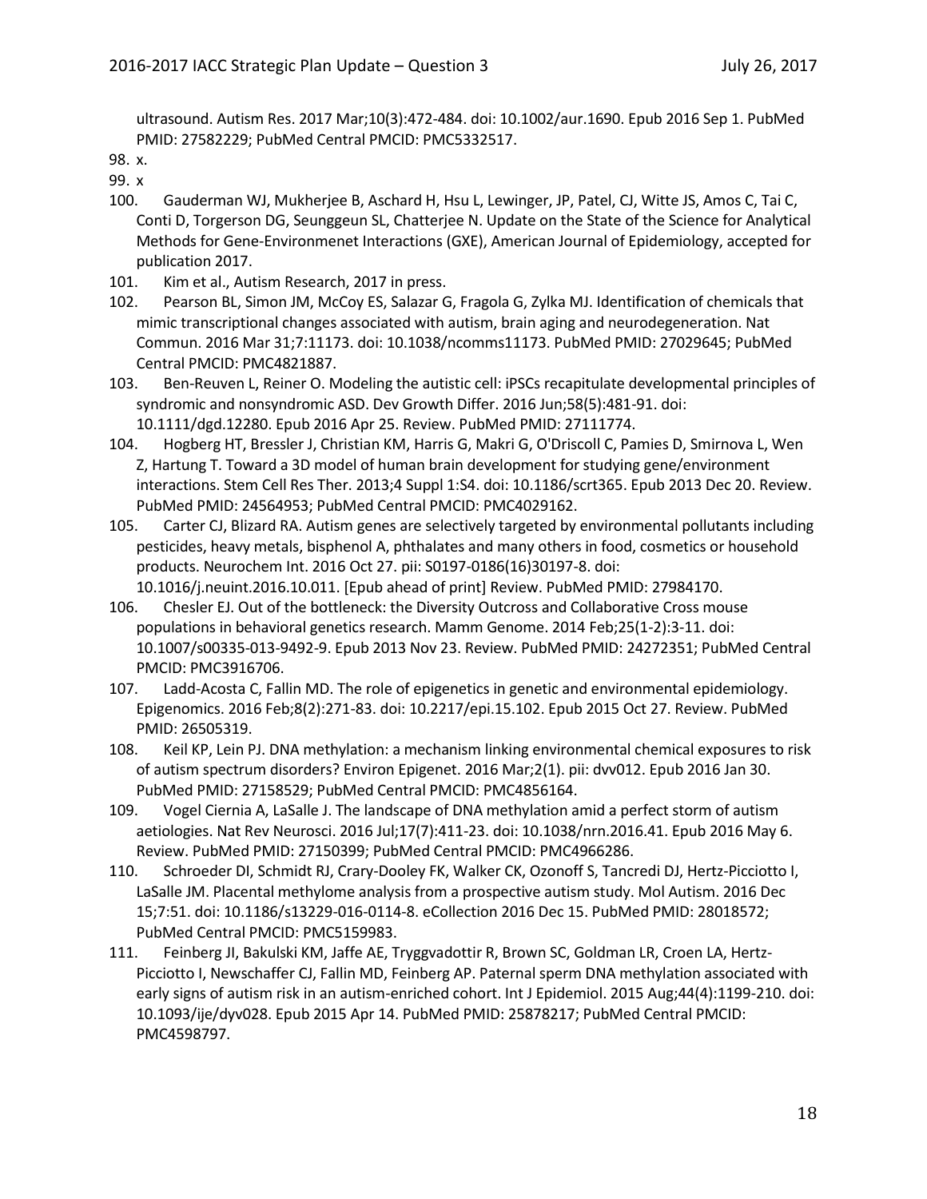ultrasound. Autism Res. 2017 Mar;10(3):472-484. doi: 10.1002/aur.1690. Epub 2016 Sep 1. PubMed PMID: 27582229; PubMed Central PMCID: PMC5332517.

98. x.
99. x
100. Gauderman WJ, Mukherjee B, Aschard H, Hsu L, Lewinger, JP, Patel, CJ, Witte JS, Amos C, Tai C, Conti D, Torgerson DG, Seunggeun SL, Chatterjee N. Update on the State of the Science for Analytical Methods for Gene-Environmenet Interactions (GXE), American Journal of Epidemiology, accepted for publication 2017.
101. Kim et al., Autism Research, 2017 in press.
102. Pearson BL, Simon JM, McCoy ES, Salazar G, Fragola G, Zylka MJ. Identification of chemicals that mimic transcriptional changes associated with autism, brain aging and neurodegeneration. Nat Commun. 2016 Mar 31;7:11173. doi: 10.1038/ncomms11173. PubMed PMID: 27029645; PubMed Central PMCID: PMC4821887.
103. Ben-Reuven L, Reiner O. Modeling the autistic cell: iPSCs recapitulate developmental principles of syndromic and nonsyndromic ASD. Dev Growth Differ. 2016 Jun;58(5):481-91. doi: 10.1111/dgd.12280. Epub 2016 Apr 25. Review. PubMed PMID: 27111774.
104. Hogberg HT, Bressler J, Christian KM, Harris G, Makri G, O'Driscoll C, Pamies D, Smirnova L, Wen Z, Hartung T. Toward a 3D model of human brain development for studying gene/environment interactions. Stem Cell Res Ther. 2013;4 Suppl 1:S4. doi: 10.1186/scrt365. Epub 2013 Dec 20. Review. PubMed PMID: 24564953; PubMed Central PMCID: PMC4029162.
105. Carter CJ, Blizard RA. Autism genes are selectively targeted by environmental pollutants including pesticides, heavy metals, bisphenol A, phthalates and many others in food, cosmetics or household products. Neurochem Int. 2016 Oct 27. pii: S0197-0186(16)30197-8. doi: 10.1016/j.neuint.2016.10.011. [Epub ahead of print] Review. PubMed PMID: 27984170.
106. Chesler EJ. Out of the bottleneck: the Diversity Outcross and Collaborative Cross mouse populations in behavioral genetics research. Mamm Genome. 2014 Feb;25(1-2):3-11. doi: 10.1007/s00335-013-9492-9. Epub 2013 Nov 23. Review. PubMed PMID: 24272351; PubMed Central PMCID: PMC3916706.
107. Ladd-Acosta C, Fallin MD. The role of epigenetics in genetic and environmental epidemiology. Epigenomics. 2016 Feb;8(2):271-83. doi: 10.2217/epi.15.102. Epub 2015 Oct 27. Review. PubMed PMID: 26505319.
108. Keil KP, Lein PJ. DNA methylation: a mechanism linking environmental chemical exposures to risk of autism spectrum disorders? Environ Epigenet. 2016 Mar;2(1). pii: dvv012. Epub 2016 Jan 30. PubMed PMID: 27158529; PubMed Central PMCID: PMC4856164.
109. Vogel Ciernia A, LaSalle J. The landscape of DNA methylation amid a perfect storm of autism aetiologies. Nat Rev Neurosci. 2016 Jul;17(7):411-23. doi: 10.1038/nrn.2016.41. Epub 2016 May 6. Review. PubMed PMID: 27150399; PubMed Central PMCID: PMC4966286.
110. Schroeder DI, Schmidt RJ, Crary-Dooley FK, Walker CK, Ozonoff S, Tancredi DJ, Hertz-Picciotto I, LaSalle JM. Placental methylome analysis from a prospective autism study. Mol Autism. 2016 Dec 15;7:51. doi: 10.1186/s13229-016-0114-8. eCollection 2016 Dec 15. PubMed PMID: 28018572; PubMed Central PMCID: PMC5159983.
111. Feinberg JI, Bakulski KM, Jaffe AE, Tryggvadottir R, Brown SC, Goldman LR, Croen LA, Hertz-Picciotto I, Newschaffer CJ, Fallin MD, Feinberg AP. Paternal sperm DNA methylation associated with early signs of autism risk in an autism-enriched cohort. Int J Epidemiol. 2015 Aug;44(4):1199-210. doi: 10.1093/ije/dyv028. Epub 2015 Apr 14. PubMed PMID: 25878217; PubMed Central PMCID: PMC4598797.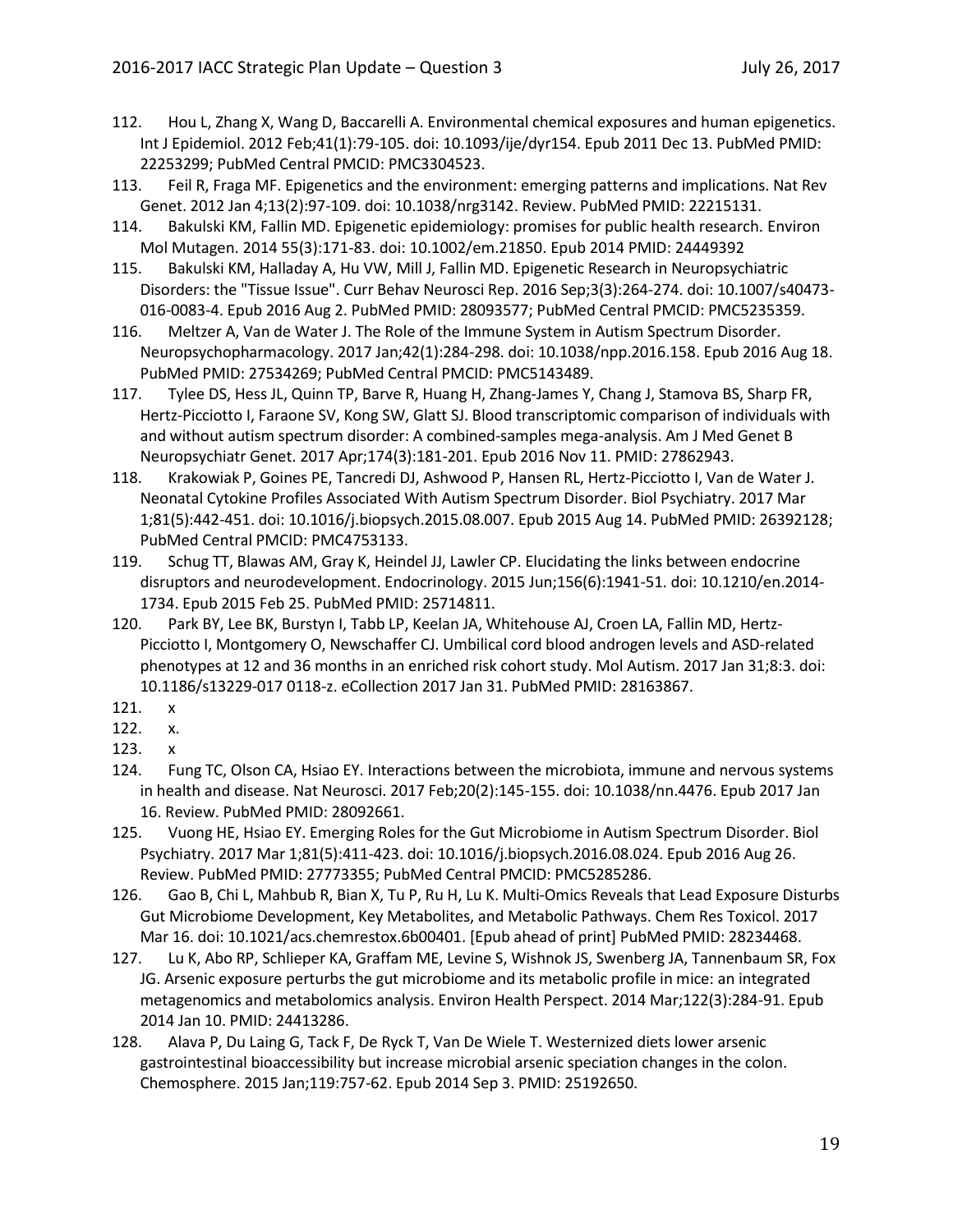112. Hou L, Zhang X, Wang D, Baccarelli A. Environmental chemical exposures and human epigenetics. Int J Epidemiol. 2012 Feb;41(1):79-105. doi: 10.1093/ije/dyr154. Epub 2011 Dec 13. PubMed PMID: 22253299; PubMed Central PMCID: PMC3304523.
113. Feil R, Fraga MF. Epigenetics and the environment: emerging patterns and implications. Nat Rev Genet. 2012 Jan 4;13(2):97-109. doi: 10.1038/nrg3142. Review. PubMed PMID: 22215131.
114. Bakulski KM, Fallin MD. Epigenetic epidemiology: promises for public health research. Environ Mol Mutagen. 2014 55(3):171-83. doi: 10.1002/em.21850. Epub 2014 PMID: 24449392
115. Bakulski KM, Halladay A, Hu VW, Mill J, Fallin MD. Epigenetic Research in Neuropsychiatric Disorders: the "Tissue Issue". Curr Behav Neurosci Rep. 2016 Sep;3(3):264-274. doi: 10.1007/s40473-016-0083-4. Epub 2016 Aug 2. PubMed PMID: 28093577; PubMed Central PMCID: PMC5235359.
116. Meltzer A, Van de Water J. The Role of the Immune System in Autism Spectrum Disorder. Neuropsychopharmacology. 2017 Jan;42(1):284-298. doi: 10.1038/npp.2016.158. Epub 2016 Aug 18. PubMed PMID: 27534269; PubMed Central PMCID: PMC5143489.
117. Tylee DS, Hess JL, Quinn TP, Barve R, Huang H, Zhang-James Y, Chang J, Stamova BS, Sharp FR, Hertz-Picciotto I, Faraone SV, Kong SW, Glatt SJ. Blood transcriptomic comparison of individuals with and without autism spectrum disorder: A combined-samples mega-analysis. Am J Med Genet B Neuropsychiatr Genet. 2017 Apr;174(3):181-201. Epub 2016 Nov 11. PMID: 27862943.
118. Krakowiak P, Goines PE, Tancredi DJ, Ashwood P, Hansen RL, Hertz-Picciotto I, Van de Water J. Neonatal Cytokine Profiles Associated With Autism Spectrum Disorder. Biol Psychiatry. 2017 Mar 1;81(5):442-451. doi: 10.1016/j.biopsych.2015.08.007. Epub 2015 Aug 14. PubMed PMID: 26392128; PubMed Central PMCID: PMC4753133.
119. Schug TT, Blawas AM, Gray K, Heindel JJ, Lawler CP. Elucidating the links between endocrine disruptors and neurodevelopment. Endocrinology. 2015 Jun;156(6):1941-51. doi: 10.1210/en.2014-1734. Epub 2015 Feb 25. PubMed PMID: 25714811.
120. Park BY, Lee BK, Burstyn I, Tabb LP, Keelan JA, Whitehouse AJ, Croen LA, Fallin MD, Hertz-Picciotto I, Montgomery O, Newschaffer CJ. Umbilical cord blood androgen levels and ASD-related phenotypes at 12 and 36 months in an enriched risk cohort study. Mol Autism. 2017 Jan 31;8:3. doi: 10.1186/s13229-017 0118-z. eCollection 2017 Jan 31. PubMed PMID: 28163867.
121. x
122. x.
123. x
124. Fung TC, Olson CA, Hsiao EY. Interactions between the microbiota, immune and nervous systems in health and disease. Nat Neurosci. 2017 Feb;20(2):145-155. doi: 10.1038/nn.4476. Epub 2017 Jan 16. Review. PubMed PMID: 28092661.
125. Vuong HE, Hsiao EY. Emerging Roles for the Gut Microbiome in Autism Spectrum Disorder. Biol Psychiatry. 2017 Mar 1;81(5):411-423. doi: 10.1016/j.biopsych.2016.08.024. Epub 2016 Aug 26. Review. PubMed PMID: 27773355; PubMed Central PMCID: PMC5285286.
126. Gao B, Chi L, Mahbub R, Bian X, Tu P, Ru H, Lu K. Multi-Omics Reveals that Lead Exposure Disturbs Gut Microbiome Development, Key Metabolites, and Metabolic Pathways. Chem Res Toxicol. 2017 Mar 16. doi: 10.1021/acs.chemrestox.6b00401. [Epub ahead of print] PubMed PMID: 28234468.
127. Lu K, Abo RP, Schlieper KA, Graffam ME, Levine S, Wishnok JS, Swenberg JA, Tannenbaum SR, Fox JG. Arsenic exposure perturbs the gut microbiome and its metabolic profile in mice: an integrated metagenomics and metabolomics analysis. Environ Health Perspect. 2014 Mar;122(3):284-91. Epub 2014 Jan 10. PMID: 24413286.
128. Alava P, Du Laing G, Tack F, De Ryck T, Van De Wiele T. Westernized diets lower arsenic gastrointestinal bioaccessibility but increase microbial arsenic speciation changes in the colon. Chemosphere. 2015 Jan;119:757-62. Epub 2014 Sep 3. PMID: 25192650.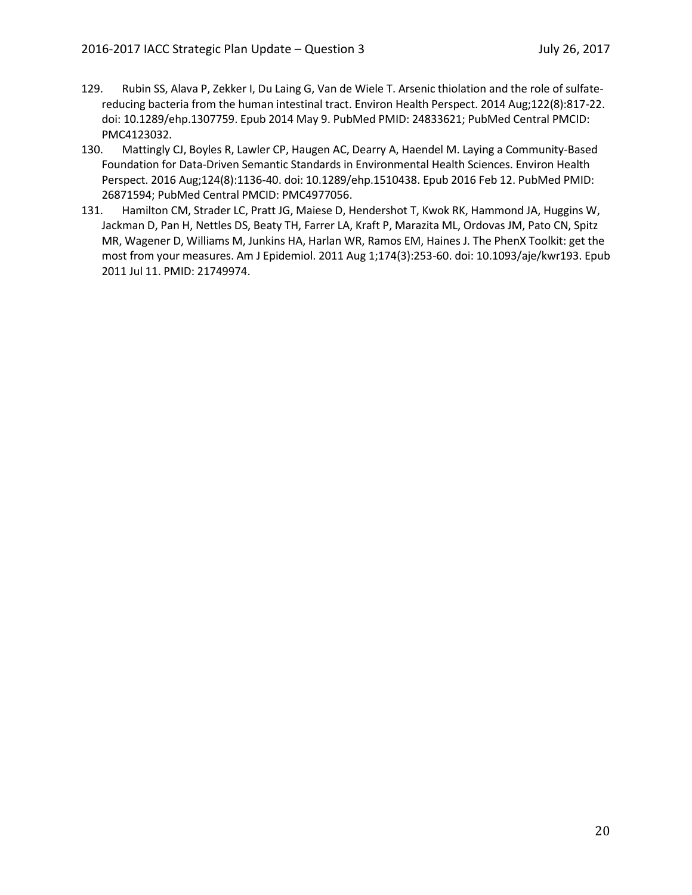129. Rubin SS, Alava P, Zekker I, Du Laing G, Van de Wiele T. Arsenic thiolation and the role of sulfate-reducing bacteria from the human intestinal tract. Environ Health Perspect. 2014 Aug;122(8):817-22. doi: 10.1289/ehp.1307759. Epub 2014 May 9. PubMed PMID: 24833621; PubMed Central PMCID: PMC4123032.
130. Mattingly CJ, Boyles R, Lawler CP, Haugen AC, Dearry A, Haendel M. Laying a Community-Based Foundation for Data-Driven Semantic Standards in Environmental Health Sciences. Environ Health Perspect. 2016 Aug;124(8):1136-40. doi: 10.1289/ehp.1510438. Epub 2016 Feb 12. PubMed PMID: 26871594; PubMed Central PMCID: PMC4977056.
131. Hamilton CM, Strader LC, Pratt JG, Maiese D, Hendershot T, Kwok RK, Hammond JA, Huggins W, Jackman D, Pan H, Nettles DS, Beaty TH, Farrer LA, Kraft P, Marazita ML, Ordovas JM, Pato CN, Spitz MR, Wagener D, Williams M, Junkins HA, Harlan WR, Ramos EM, Haines J. The PhenX Toolkit: get the most from your measures. Am J Epidemiol. 2011 Aug 1;174(3):253-60. doi: 10.1093/aje/kwr193. Epub 2011 Jul 11. PMID: 21749974.